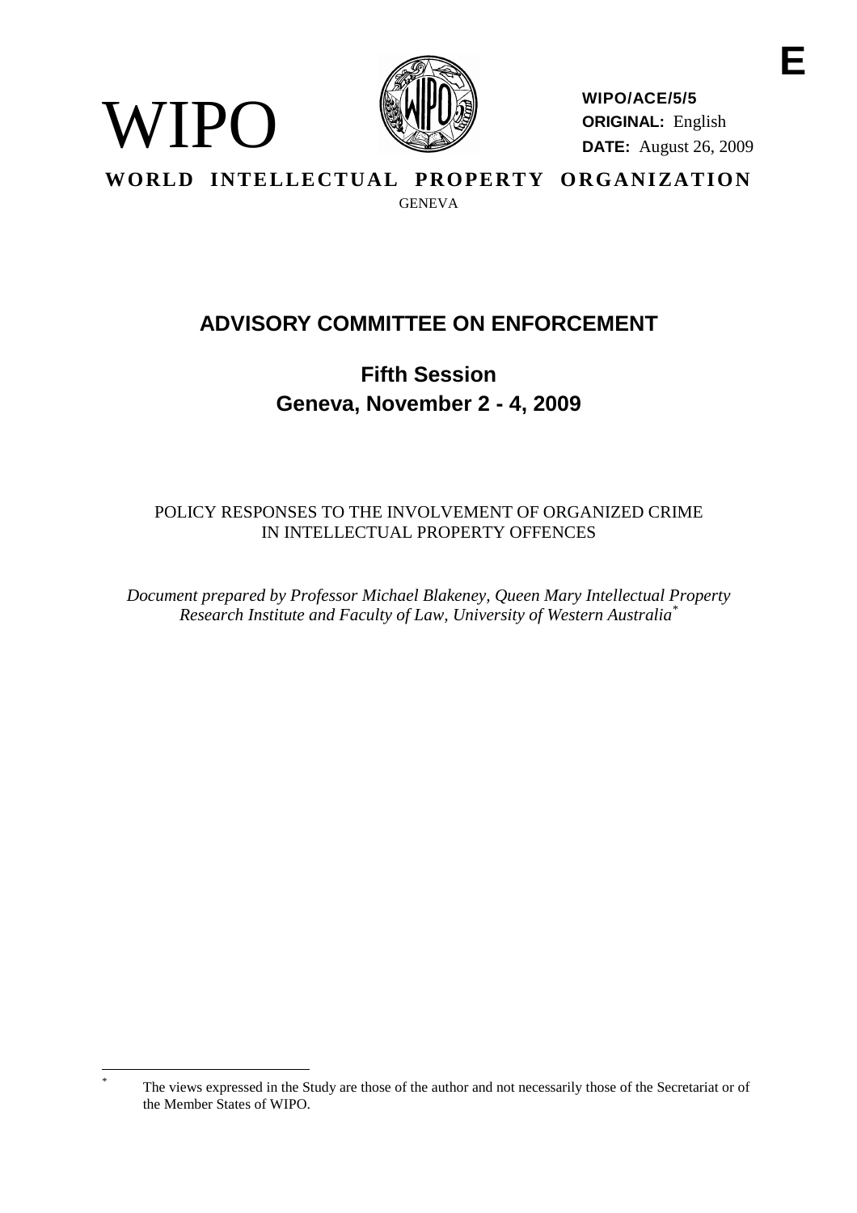E

WIPO

**WIPO/ACE/5/5**
**ORIGINAL:** English
**DATE:** August 26, 2009

**WORLD INTELLECTUAL PROPERTY ORGANIZATION**
GENEVA

# ADVISORY COMMITTEE ON ENFORCEMENT

## Fifth Session
## Geneva, November 2 - 4, 2009

POLICY RESPONSES TO THE INVOLVEMENT OF ORGANIZED CRIME IN INTELLECTUAL PROPERTY OFFENCES

*Document prepared by Professor Michael Blakeney, Queen Mary Intellectual Property Research Institute and Faculty of Law, University of Western Australia*[*]

---

[*] The views expressed in the Study are those of the author and not necessarily those of the Secretariat or of the Member States of WIPO.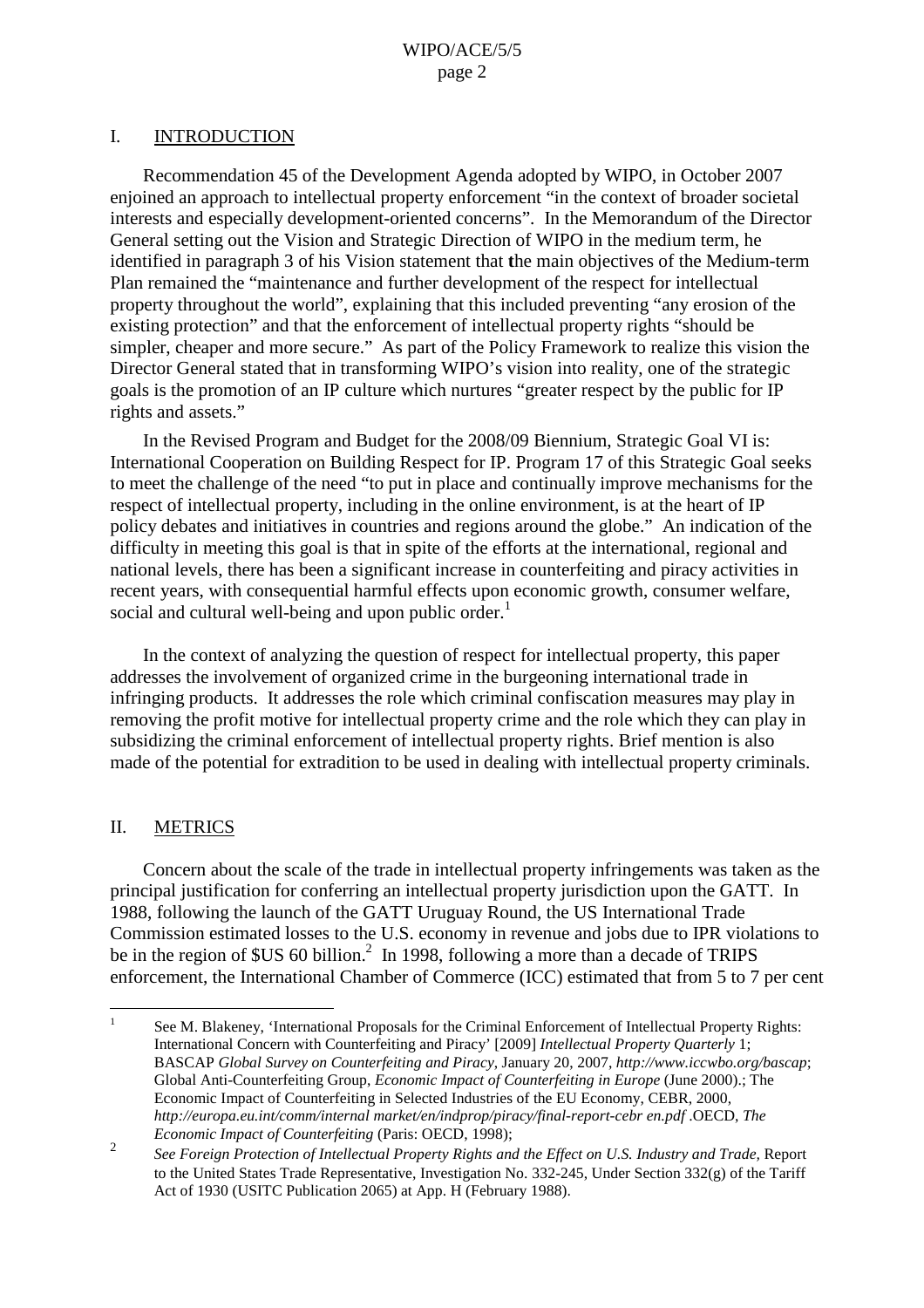## I. INTRODUCTION

Recommendation 45 of the Development Agenda adopted by WIPO, in October 2007 enjoined an approach to intellectual property enforcement "in the context of broader societal interests and especially development-oriented concerns". In the Memorandum of the Director General setting out the Vision and Strategic Direction of WIPO in the medium term, he identified in paragraph 3 of his Vision statement that the main objectives of the Medium-term Plan remained the "maintenance and further development of the respect for intellectual property throughout the world", explaining that this included preventing "any erosion of the existing protection" and that the enforcement of intellectual property rights "should be simpler, cheaper and more secure." As part of the Policy Framework to realize this vision the Director General stated that in transforming WIPO's vision into reality, one of the strategic goals is the promotion of an IP culture which nurtures "greater respect by the public for IP rights and assets."

In the Revised Program and Budget for the 2008/09 Biennium, Strategic Goal VI is: International Cooperation on Building Respect for IP. Program 17 of this Strategic Goal seeks to meet the challenge of the need "to put in place and continually improve mechanisms for the respect of intellectual property, including in the online environment, is at the heart of IP policy debates and initiatives in countries and regions around the globe." An indication of the difficulty in meeting this goal is that in spite of the efforts at the international, regional and national levels, there has been a significant increase in counterfeiting and piracy activities in recent years, with consequential harmful effects upon economic growth, consumer welfare, social and cultural well-being and upon public order.[1]

In the context of analyzing the question of respect for intellectual property, this paper addresses the involvement of organized crime in the burgeoning international trade in infringing products. It addresses the role which criminal confiscation measures may play in removing the profit motive for intellectual property crime and the role which they can play in subsidizing the criminal enforcement of intellectual property rights. Brief mention is also made of the potential for extradition to be used in dealing with intellectual property criminals.

## II. METRICS

Concern about the scale of the trade in intellectual property infringements was taken as the principal justification for conferring an intellectual property jurisdiction upon the GATT. In 1988, following the launch of the GATT Uruguay Round, the US International Trade Commission estimated losses to the U.S. economy in revenue and jobs due to IPR violations to be in the region of $US 60 billion.[2] In 1998, following a more than a decade of TRIPS enforcement, the International Chamber of Commerce (ICC) estimated that from 5 to 7 per cent

---

[1] See M. Blakeney, 'International Proposals for the Criminal Enforcement of Intellectual Property Rights: International Concern with Counterfeiting and Piracy' [2009] *Intellectual Property Quarterly* 1; BASCAP *Global Survey on Counterfeiting and Piracy*, January 20, 2007, *http://www.iccwbo.org/bascap*; Global Anti-Counterfeiting Group, *Economic Impact of Counterfeiting in Europe* (June 2000).; The Economic Impact of Counterfeiting in Selected Industries of the EU Economy, CEBR, 2000, *http://europa.eu.int/comm/internal market/en/indprop/piracy/final-report-cebr en.pdf* .OECD, *The Economic Impact of Counterfeiting* (Paris: OECD, 1998);

[2] *See Foreign Protection of Intellectual Property Rights and the Effect on U.S. Industry and Trade*, Report to the United States Trade Representative, Investigation No. 332-245, Under Section 332(g) of the Tariff Act of 1930 (USITC Publication 2065) at App. H (February 1988).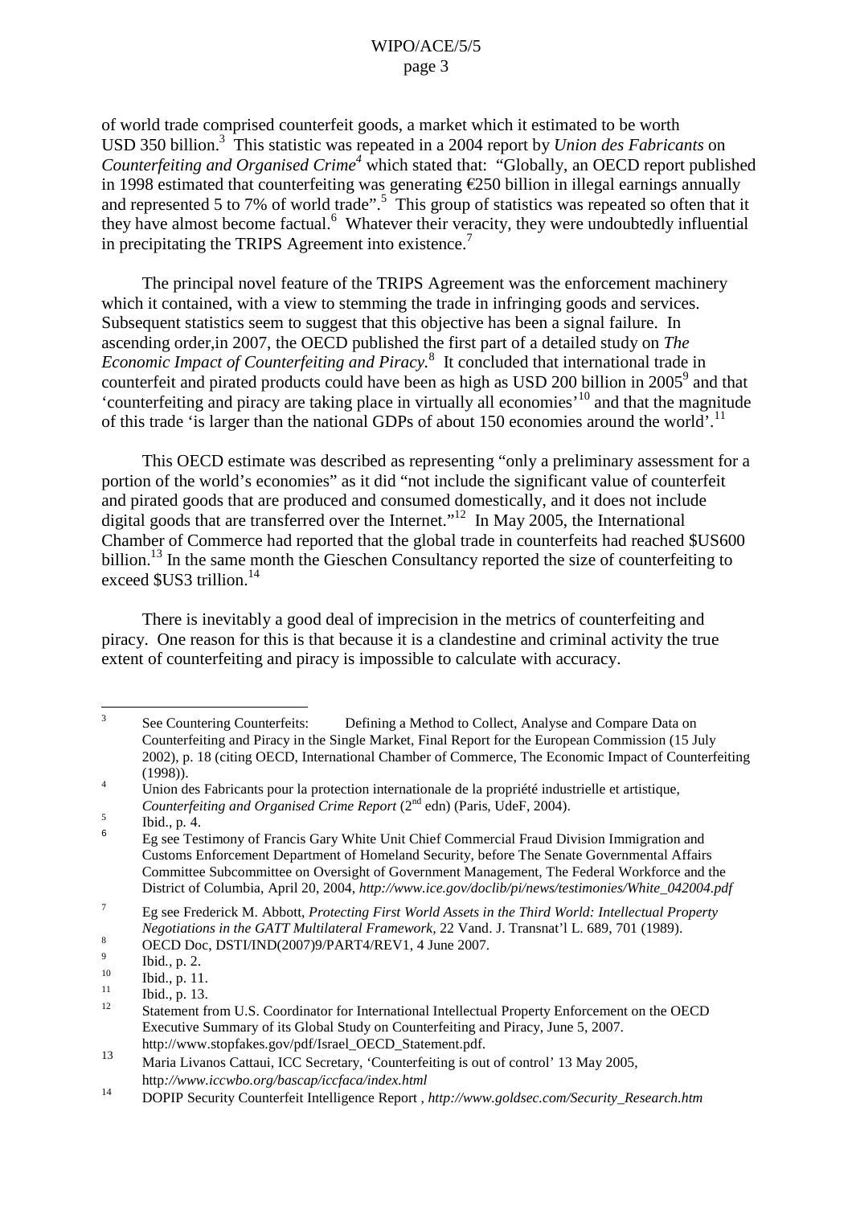of world trade comprised counterfeit goods, a market which it estimated to be worth USD 350 billion.[3] This statistic was repeated in a 2004 report by *Union des Fabricants* on *Counterfeiting and Organised Crime*[4] which stated that: "Globally, an OECD report published in 1998 estimated that counterfeiting was generating €250 billion in illegal earnings annually and represented 5 to 7% of world trade".[5] This group of statistics was repeated so often that it they have almost become factual.[6] Whatever their veracity, they were undoubtedly influential in precipitating the TRIPS Agreement into existence.[7]

The principal novel feature of the TRIPS Agreement was the enforcement machinery which it contained, with a view to stemming the trade in infringing goods and services. Subsequent statistics seem to suggest that this objective has been a signal failure. In ascending order,in 2007, the OECD published the first part of a detailed study on *The Economic Impact of Counterfeiting and Piracy.*[8] It concluded that international trade in counterfeit and pirated products could have been as high as USD 200 billion in 2005[9] and that 'counterfeiting and piracy are taking place in virtually all economies'[10] and that the magnitude of this trade 'is larger than the national GDPs of about 150 economies around the world'.[11]

This OECD estimate was described as representing "only a preliminary assessment for a portion of the world's economies" as it did "not include the significant value of counterfeit and pirated goods that are produced and consumed domestically, and it does not include digital goods that are transferred over the Internet."[12] In May 2005, the International Chamber of Commerce had reported that the global trade in counterfeits had reached $US600 billion.[13] In the same month the Gieschen Consultancy reported the size of counterfeiting to exceed $US3 trillion.[14]

There is inevitably a good deal of imprecision in the metrics of counterfeiting and piracy. One reason for this is that because it is a clandestine and criminal activity the true extent of counterfeiting and piracy is impossible to calculate with accuracy.

---

[3] See Countering Counterfeits: Defining a Method to Collect, Analyse and Compare Data on Counterfeiting and Piracy in the Single Market, Final Report for the European Commission (15 July 2002), p. 18 (citing OECD, International Chamber of Commerce, The Economic Impact of Counterfeiting (1998)).

[4] Union des Fabricants pour la protection internationale de la propriété industrielle et artistique, *Counterfeiting and Organised Crime Report* (2nd edn) (Paris, UdeF, 2004).

[5] Ibid., p. 4.

[6] Eg see Testimony of Francis Gary White Unit Chief Commercial Fraud Division Immigration and Customs Enforcement Department of Homeland Security, before The Senate Governmental Affairs Committee Subcommittee on Oversight of Government Management, The Federal Workforce and the District of Columbia, April 20, 2004, *http://www.ice.gov/doclib/pi/news/testimonies/White_042004.pdf*

[7] Eg see Frederick M. Abbott, *Protecting First World Assets in the Third World: Intellectual Property Negotiations in the GATT Multilateral Framework*, 22 Vand. J. Transnat'l L. 689, 701 (1989).

[8] OECD Doc, DSTI/IND(2007)9/PART4/REV1, 4 June 2007.

[9] Ibid., p. 2.

[10] Ibid., p. 11.

[11] Ibid., p. 13.

[12] Statement from U.S. Coordinator for International Intellectual Property Enforcement on the OECD Executive Summary of its Global Study on Counterfeiting and Piracy, June 5, 2007. http://www.stopfakes.gov/pdf/Israel_OECD_Statement.pdf.

[13] Maria Livanos Cattaui, ICC Secretary, 'Counterfeiting is out of control' 13 May 2005, http*://www.iccwbo.org/bascap/iccfaca/index.html*

[14] DOPIP Security Counterfeit Intelligence Report , *http://www.goldsec.com/Security_Research.htm*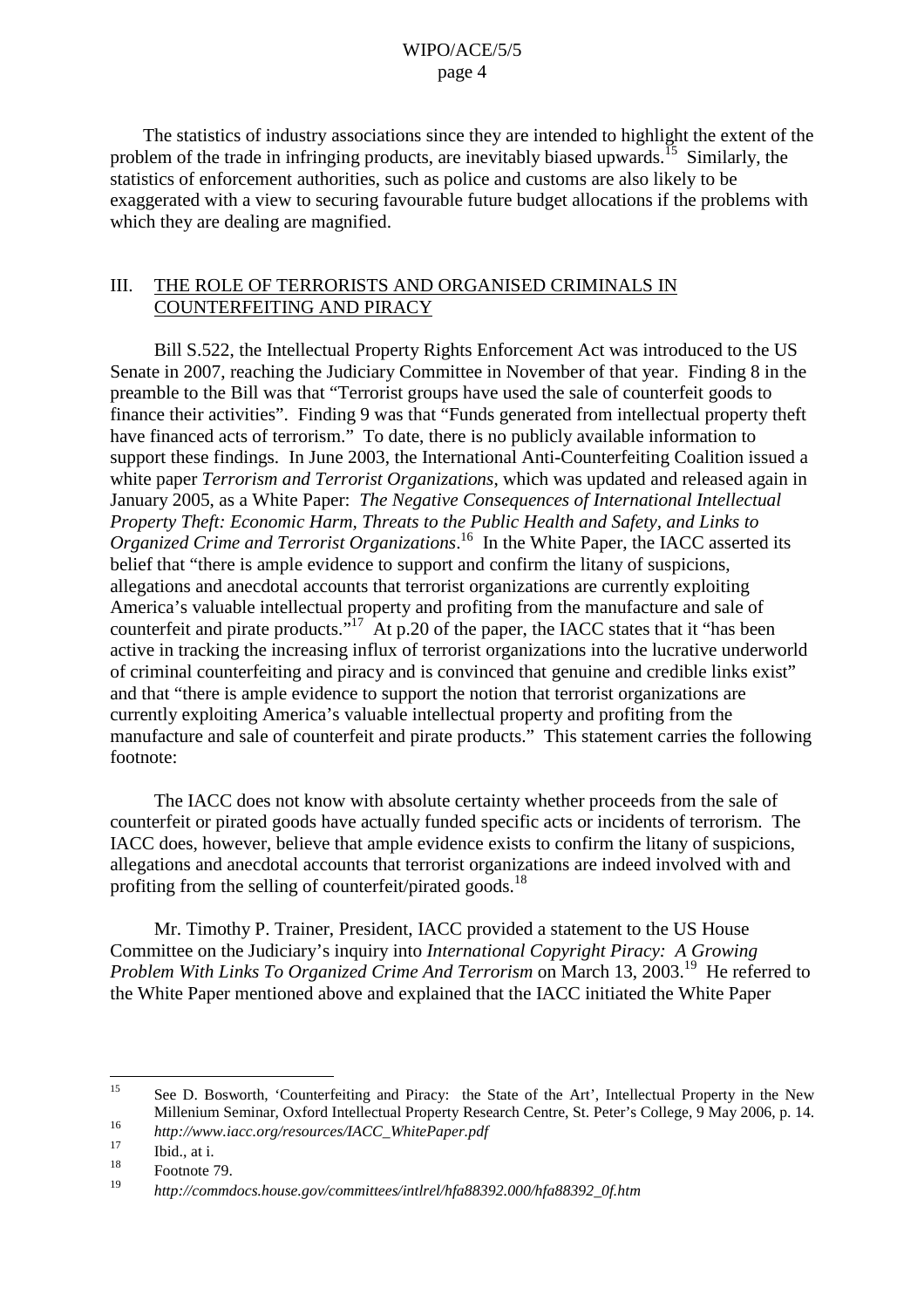The statistics of industry associations since they are intended to highlight the extent of the problem of the trade in infringing products, are inevitably biased upwards.[15] Similarly, the statistics of enforcement authorities, such as police and customs are also likely to be exaggerated with a view to securing favourable future budget allocations if the problems with which they are dealing are magnified.

## III. THE ROLE OF TERRORISTS AND ORGANISED CRIMINALS IN COUNTERFEITING AND PIRACY

Bill S.522, the Intellectual Property Rights Enforcement Act was introduced to the US Senate in 2007, reaching the Judiciary Committee in November of that year. Finding 8 in the preamble to the Bill was that "Terrorist groups have used the sale of counterfeit goods to finance their activities". Finding 9 was that "Funds generated from intellectual property theft have financed acts of terrorism." To date, there is no publicly available information to support these findings. In June 2003, the International Anti-Counterfeiting Coalition issued a white paper *Terrorism and Terrorist Organizations*, which was updated and released again in January 2005, as a White Paper: *The Negative Consequences of International Intellectual Property Theft: Economic Harm, Threats to the Public Health and Safety, and Links to Organized Crime and Terrorist Organizations*.[16] In the White Paper, the IACC asserted its belief that "there is ample evidence to support and confirm the litany of suspicions, allegations and anecdotal accounts that terrorist organizations are currently exploiting America's valuable intellectual property and profiting from the manufacture and sale of counterfeit and pirate products."[17] At p.20 of the paper, the IACC states that it "has been active in tracking the increasing influx of terrorist organizations into the lucrative underworld of criminal counterfeiting and piracy and is convinced that genuine and credible links exist" and that "there is ample evidence to support the notion that terrorist organizations are currently exploiting America's valuable intellectual property and profiting from the manufacture and sale of counterfeit and pirate products." This statement carries the following footnote:

> The IACC does not know with absolute certainty whether proceeds from the sale of counterfeit or pirated goods have actually funded specific acts or incidents of terrorism. The IACC does, however, believe that ample evidence exists to confirm the litany of suspicions, allegations and anecdotal accounts that terrorist organizations are indeed involved with and profiting from the selling of counterfeit/pirated goods.[18]

Mr. Timothy P. Trainer, President, IACC provided a statement to the US House Committee on the Judiciary's inquiry into *International Copyright Piracy: A Growing Problem With Links To Organized Crime And Terrorism* on March 13, 2003.[19] He referred to the White Paper mentioned above and explained that the IACC initiated the White Paper

---

[15] See D. Bosworth, 'Counterfeiting and Piracy: the State of the Art', Intellectual Property in the New Millenium Seminar, Oxford Intellectual Property Research Centre, St. Peter's College, 9 May 2006, p. 14.

[16] *http://www.iacc.org/resources/IACC_WhitePaper.pdf*

[17] Ibid., at i.

[18] Footnote 79.

[19] *http://commdocs.house.gov/committees/intlrel/hfa88392.000/hfa88392_0f.htm*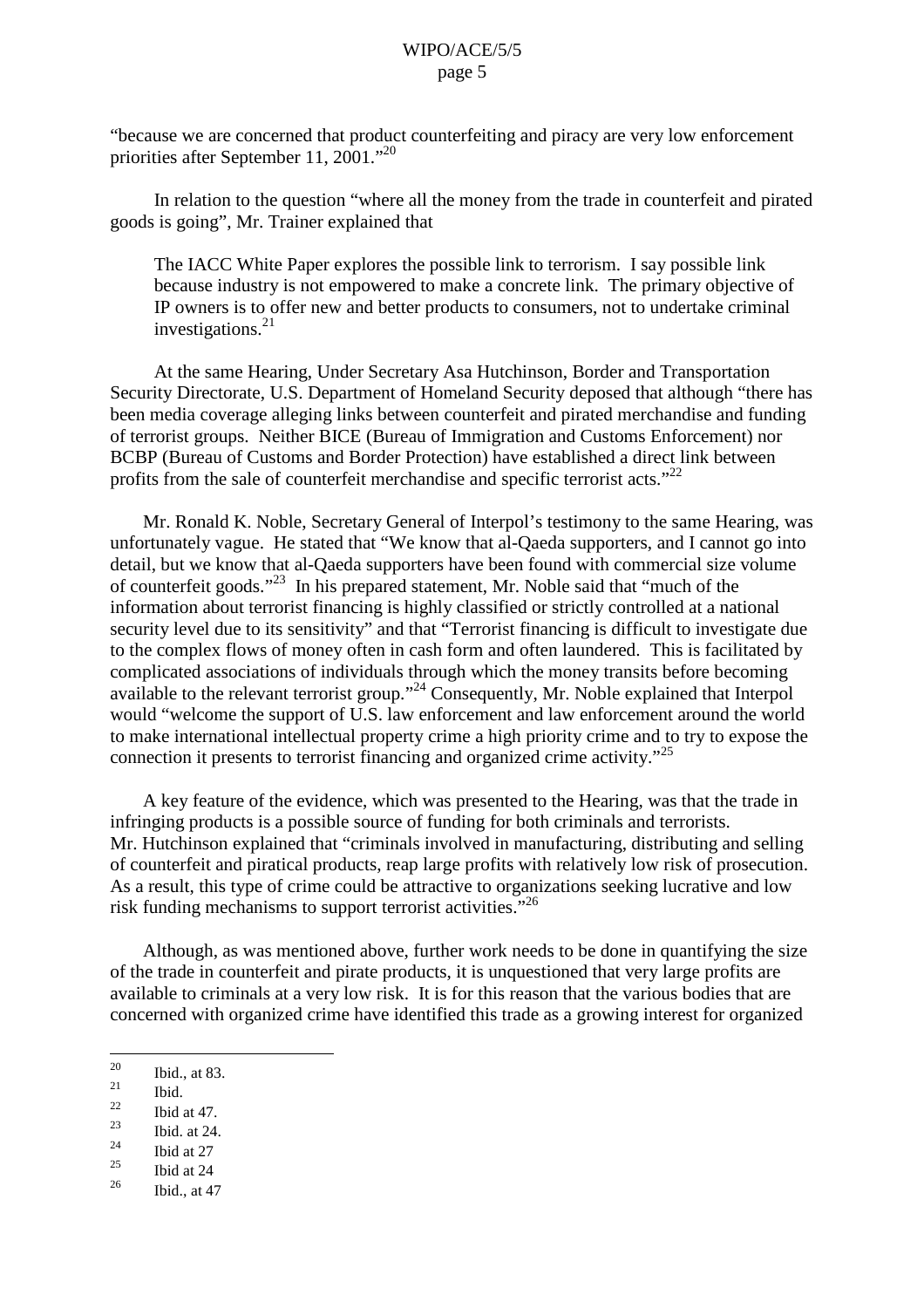"because we are concerned that product counterfeiting and piracy are very low enforcement priorities after September 11, 2001."[20]

In relation to the question "where all the money from the trade in counterfeit and pirated goods is going", Mr. Trainer explained that

> The IACC White Paper explores the possible link to terrorism. I say possible link because industry is not empowered to make a concrete link. The primary objective of IP owners is to offer new and better products to consumers, not to undertake criminal investigations.[21]

At the same Hearing, Under Secretary Asa Hutchinson, Border and Transportation Security Directorate, U.S. Department of Homeland Security deposed that although "there has been media coverage alleging links between counterfeit and pirated merchandise and funding of terrorist groups. Neither BICE (Bureau of Immigration and Customs Enforcement) nor BCBP (Bureau of Customs and Border Protection) have established a direct link between profits from the sale of counterfeit merchandise and specific terrorist acts."[22]

Mr. Ronald K. Noble, Secretary General of Interpol's testimony to the same Hearing, was unfortunately vague. He stated that "We know that al-Qaeda supporters, and I cannot go into detail, but we know that al-Qaeda supporters have been found with commercial size volume of counterfeit goods."[23] In his prepared statement, Mr. Noble said that "much of the information about terrorist financing is highly classified or strictly controlled at a national security level due to its sensitivity" and that "Terrorist financing is difficult to investigate due to the complex flows of money often in cash form and often laundered. This is facilitated by complicated associations of individuals through which the money transits before becoming available to the relevant terrorist group."[24] Consequently, Mr. Noble explained that Interpol would "welcome the support of U.S. law enforcement and law enforcement around the world to make international intellectual property crime a high priority crime and to try to expose the connection it presents to terrorist financing and organized crime activity."[25]

A key feature of the evidence, which was presented to the Hearing, was that the trade in infringing products is a possible source of funding for both criminals and terrorists. Mr. Hutchinson explained that "criminals involved in manufacturing, distributing and selling of counterfeit and piratical products, reap large profits with relatively low risk of prosecution. As a result, this type of crime could be attractive to organizations seeking lucrative and low risk funding mechanisms to support terrorist activities."[26]

Although, as was mentioned above, further work needs to be done in quantifying the size of the trade in counterfeit and pirate products, it is unquestioned that very large profits are available to criminals at a very low risk. It is for this reason that the various bodies that are concerned with organized crime have identified this trade as a growing interest for organized

---

[20] Ibid., at 83.

[21] Ibid.

[22] Ibid at 47.

[23] Ibid. at 24.

[24] Ibid at 27

[25] Ibid at 24

[26] Ibid., at 47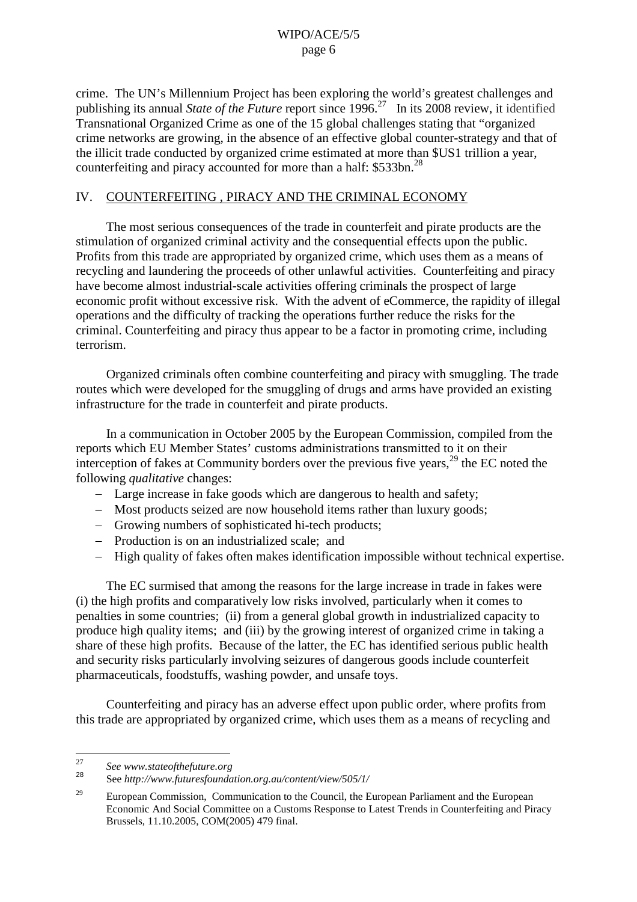crime. The UN's Millennium Project has been exploring the world's greatest challenges and publishing its annual *State of the Future* report since 1996.[27] In its 2008 review, it identified Transnational Organized Crime as one of the 15 global challenges stating that "organized crime networks are growing, in the absence of an effective global counter-strategy and that of the illicit trade conducted by organized crime estimated at more than $US1 trillion a year, counterfeiting and piracy accounted for more than a half: $533bn.[28]

## IV. COUNTERFEITING , PIRACY AND THE CRIMINAL ECONOMY

The most serious consequences of the trade in counterfeit and pirate products are the stimulation of organized criminal activity and the consequential effects upon the public. Profits from this trade are appropriated by organized crime, which uses them as a means of recycling and laundering the proceeds of other unlawful activities. Counterfeiting and piracy have become almost industrial-scale activities offering criminals the prospect of large economic profit without excessive risk. With the advent of eCommerce, the rapidity of illegal operations and the difficulty of tracking the operations further reduce the risks for the criminal. Counterfeiting and piracy thus appear to be a factor in promoting crime, including terrorism.

Organized criminals often combine counterfeiting and piracy with smuggling. The trade routes which were developed for the smuggling of drugs and arms have provided an existing infrastructure for the trade in counterfeit and pirate products.

In a communication in October 2005 by the European Commission, compiled from the reports which EU Member States' customs administrations transmitted to it on their interception of fakes at Community borders over the previous five years,[29] the EC noted the following *qualitative* changes:

- Large increase in fake goods which are dangerous to health and safety;
- Most products seized are now household items rather than luxury goods;
- Growing numbers of sophisticated hi-tech products;
- Production is on an industrialized scale; and
- High quality of fakes often makes identification impossible without technical expertise.

The EC surmised that among the reasons for the large increase in trade in fakes were (i) the high profits and comparatively low risks involved, particularly when it comes to penalties in some countries; (ii) from a general global growth in industrialized capacity to produce high quality items; and (iii) by the growing interest of organized crime in taking a share of these high profits. Because of the latter, the EC has identified serious public health and security risks particularly involving seizures of dangerous goods include counterfeit pharmaceuticals, foodstuffs, washing powder, and unsafe toys.

Counterfeiting and piracy has an adverse effect upon public order, where profits from this trade are appropriated by organized crime, which uses them as a means of recycling and

---

[27] *See www.stateofthefuture.org*

[28] See *http://www.futuresfoundation.org.au/content/view/505/1/*

[29] European Commission, Communication to the Council, the European Parliament and the European Economic And Social Committee on a Customs Response to Latest Trends in Counterfeiting and Piracy Brussels, 11.10.2005, COM(2005) 479 final.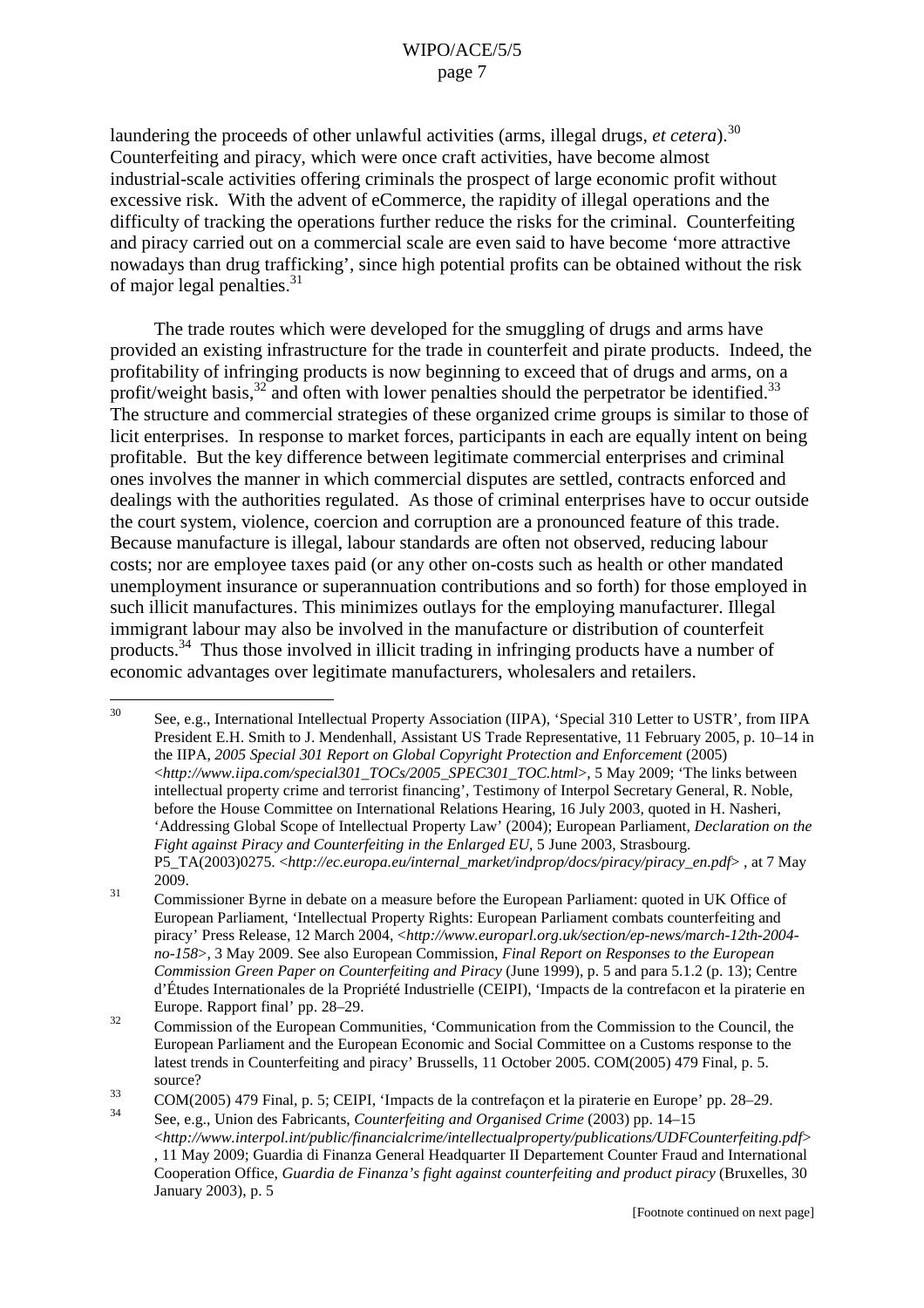laundering the proceeds of other unlawful activities (arms, illegal drugs, *et cetera*).[30] Counterfeiting and piracy, which were once craft activities, have become almost industrial-scale activities offering criminals the prospect of large economic profit without excessive risk. With the advent of eCommerce, the rapidity of illegal operations and the difficulty of tracking the operations further reduce the risks for the criminal. Counterfeiting and piracy carried out on a commercial scale are even said to have become 'more attractive nowadays than drug trafficking', since high potential profits can be obtained without the risk of major legal penalties.[31]

The trade routes which were developed for the smuggling of drugs and arms have provided an existing infrastructure for the trade in counterfeit and pirate products. Indeed, the profitability of infringing products is now beginning to exceed that of drugs and arms, on a profit/weight basis,[32] and often with lower penalties should the perpetrator be identified.[33] The structure and commercial strategies of these organized crime groups is similar to those of licit enterprises. In response to market forces, participants in each are equally intent on being profitable. But the key difference between legitimate commercial enterprises and criminal ones involves the manner in which commercial disputes are settled, contracts enforced and dealings with the authorities regulated. As those of criminal enterprises have to occur outside the court system, violence, coercion and corruption are a pronounced feature of this trade. Because manufacture is illegal, labour standards are often not observed, reducing labour costs; nor are employee taxes paid (or any other on-costs such as health or other mandated unemployment insurance or superannuation contributions and so forth) for those employed in such illicit manufactures. This minimizes outlays for the employing manufacturer. Illegal immigrant labour may also be involved in the manufacture or distribution of counterfeit products.[34] Thus those involved in illicit trading in infringing products have a number of economic advantages over legitimate manufacturers, wholesalers and retailers.

---

[30] See, e.g., International Intellectual Property Association (IIPA), 'Special 310 Letter to USTR', from IIPA President E.H. Smith to J. Mendenhall, Assistant US Trade Representative, 11 February 2005, p. 10–14 in the IIPA, *2005 Special 301 Report on Global Copyright Protection and Enforcement* (2005) <*http://www.iipa.com/special301_TOCs/2005_SPEC301_TOC.html*>, 5 May 2009; 'The links between intellectual property crime and terrorist financing', Testimony of Interpol Secretary General, R. Noble, before the House Committee on International Relations Hearing, 16 July 2003, quoted in H. Nasheri, 'Addressing Global Scope of Intellectual Property Law' (2004); European Parliament, *Declaration on the Fight against Piracy and Counterfeiting in the Enlarged EU*, 5 June 2003, Strasbourg. P5_TA(2003)0275. <*http://ec.europa.eu/internal_market/indprop/docs/piracy/piracy_en.pdf*> , at 7 May 2009.

[31] Commissioner Byrne in debate on a measure before the European Parliament: quoted in UK Office of European Parliament, 'Intellectual Property Rights: European Parliament combats counterfeiting and piracy' Press Release, 12 March 2004, <*http://www.europarl.org.uk/section/ep-news/march-12th-2004-no-158*>, 3 May 2009. See also European Commission, *Final Report on Responses to the European Commission Green Paper on Counterfeiting and Piracy* (June 1999), p. 5 and para 5.1.2 (p. 13); Centre d'Études Internationales de la Propriété Industrielle (CEIPI), 'Impacts de la contrefacon et la piraterie en Europe. Rapport final' pp. 28–29.

[32] Commission of the European Communities, 'Communication from the Commission to the Council, the European Parliament and the European Economic and Social Committee on a Customs response to the latest trends in Counterfeiting and piracy' Brussells, 11 October 2005. COM(2005) 479 Final, p. 5. source?

[33] COM(2005) 479 Final, p. 5; CEIPI, 'Impacts de la contrefaçon et la piraterie en Europe' pp. 28–29.

[34] See, e.g., Union des Fabricants, *Counterfeiting and Organised Crime* (2003) pp. 14–15 <*http://www.interpol.int/public/financialcrime/intellectualproperty/publications/UDFCounterfeiting.pdf*> , 11 May 2009; Guardia di Finanza General Headquarter II Departement Counter Fraud and International Cooperation Office, *Guardia de Finanza's fight against counterfeiting and product piracy* (Bruxelles, 30 January 2003), p. 5

[Footnote continued on next page]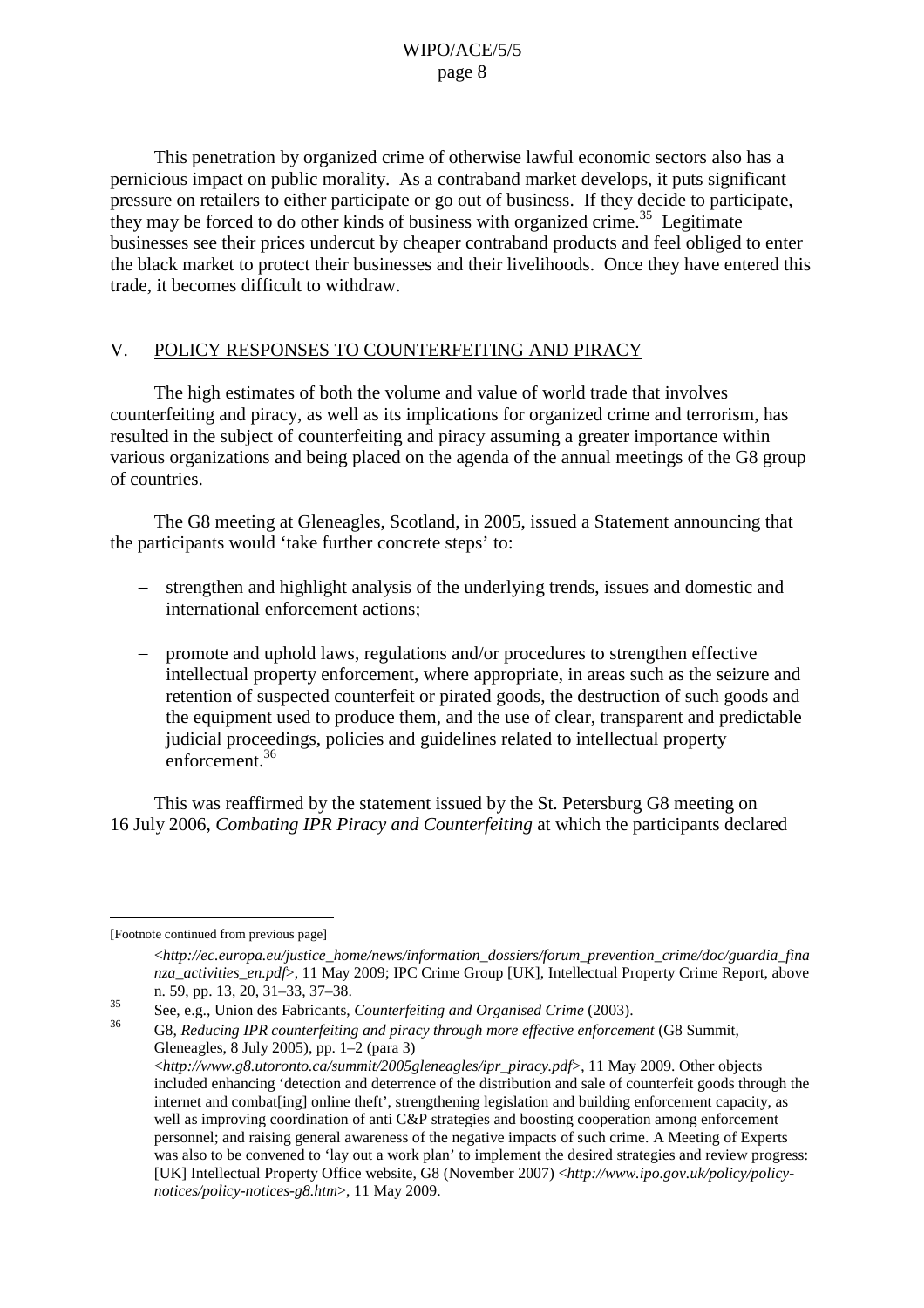This penetration by organized crime of otherwise lawful economic sectors also has a pernicious impact on public morality. As a contraband market develops, it puts significant pressure on retailers to either participate or go out of business. If they decide to participate, they may be forced to do other kinds of business with organized crime.[35] Legitimate businesses see their prices undercut by cheaper contraband products and feel obliged to enter the black market to protect their businesses and their livelihoods. Once they have entered this trade, it becomes difficult to withdraw.

## V. POLICY RESPONSES TO COUNTERFEITING AND PIRACY

The high estimates of both the volume and value of world trade that involves counterfeiting and piracy, as well as its implications for organized crime and terrorism, has resulted in the subject of counterfeiting and piracy assuming a greater importance within various organizations and being placed on the agenda of the annual meetings of the G8 group of countries.

The G8 meeting at Gleneagles, Scotland, in 2005, issued a Statement announcing that the participants would 'take further concrete steps' to:

- strengthen and highlight analysis of the underlying trends, issues and domestic and international enforcement actions;
- promote and uphold laws, regulations and/or procedures to strengthen effective intellectual property enforcement, where appropriate, in areas such as the seizure and retention of suspected counterfeit or pirated goods, the destruction of such goods and the equipment used to produce them, and the use of clear, transparent and predictable judicial proceedings, policies and guidelines related to intellectual property enforcement.[36]

This was reaffirmed by the statement issued by the St. Petersburg G8 meeting on 16 July 2006, *Combating IPR Piracy and Counterfeiting* at which the participants declared

---

[Footnote continued from previous page]

<*http://ec.europa.eu/justice_home/news/information_dossiers/forum_prevention_crime/doc/guardia_finanza_activities_en.pdf*>, 11 May 2009; IPC Crime Group [UK], Intellectual Property Crime Report, above n. 59, pp. 13, 20, 31–33, 37–38.

[35] See, e.g., Union des Fabricants, *Counterfeiting and Organised Crime* (2003).

[36] G8, *Reducing IPR counterfeiting and piracy through more effective enforcement* (G8 Summit, Gleneagles, 8 July 2005), pp. 1–2 (para 3) <*http://www.g8.utoronto.ca/summit/2005gleneagles/ipr_piracy.pdf*>, 11 May 2009. Other objects included enhancing 'detection and deterrence of the distribution and sale of counterfeit goods through the internet and combat[ing] online theft', strengthening legislation and building enforcement capacity, as well as improving coordination of anti C&P strategies and boosting cooperation among enforcement personnel; and raising general awareness of the negative impacts of such crime. A Meeting of Experts was also to be convened to 'lay out a work plan' to implement the desired strategies and review progress: [UK] Intellectual Property Office website, G8 (November 2007) <*http://www.ipo.gov.uk/policy/policy-notices/policy-notices-g8.htm*>, 11 May 2009.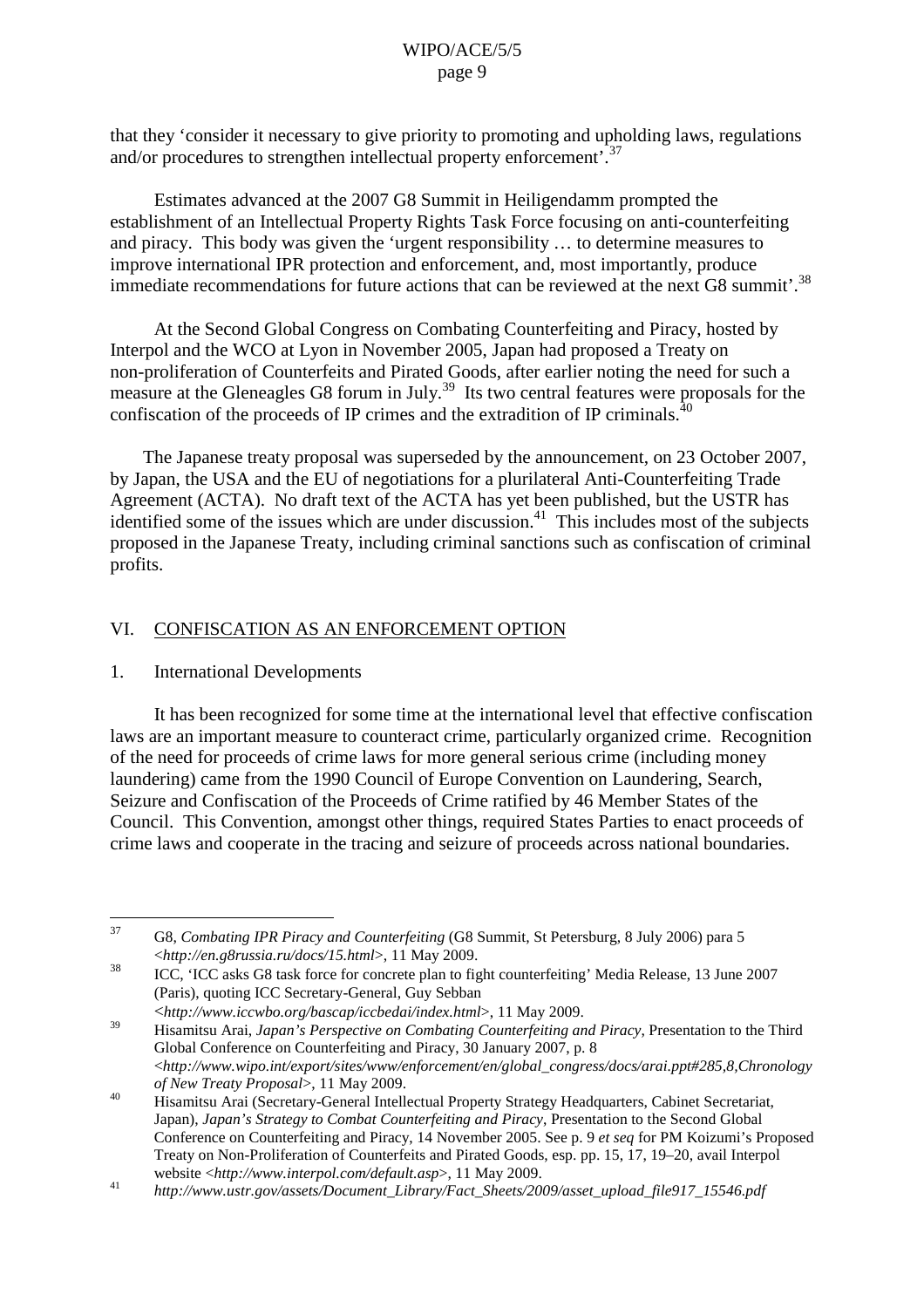that they 'consider it necessary to give priority to promoting and upholding laws, regulations and/or procedures to strengthen intellectual property enforcement'.[37]

Estimates advanced at the 2007 G8 Summit in Heiligendamm prompted the establishment of an Intellectual Property Rights Task Force focusing on anti-counterfeiting and piracy. This body was given the 'urgent responsibility … to determine measures to improve international IPR protection and enforcement, and, most importantly, produce immediate recommendations for future actions that can be reviewed at the next G8 summit'.[38]

At the Second Global Congress on Combating Counterfeiting and Piracy, hosted by Interpol and the WCO at Lyon in November 2005, Japan had proposed a Treaty on non-proliferation of Counterfeits and Pirated Goods, after earlier noting the need for such a measure at the Gleneagles G8 forum in July.[39] Its two central features were proposals for the confiscation of the proceeds of IP crimes and the extradition of IP criminals.[40]

The Japanese treaty proposal was superseded by the announcement, on 23 October 2007, by Japan, the USA and the EU of negotiations for a plurilateral Anti-Counterfeiting Trade Agreement (ACTA). No draft text of the ACTA has yet been published, but the USTR has identified some of the issues which are under discussion.[41] This includes most of the subjects proposed in the Japanese Treaty, including criminal sanctions such as confiscation of criminal profits.

## VI. CONFISCATION AS AN ENFORCEMENT OPTION

### 1. International Developments

It has been recognized for some time at the international level that effective confiscation laws are an important measure to counteract crime, particularly organized crime. Recognition of the need for proceeds of crime laws for more general serious crime (including money laundering) came from the 1990 Council of Europe Convention on Laundering, Search, Seizure and Confiscation of the Proceeds of Crime ratified by 46 Member States of the Council. This Convention, amongst other things, required States Parties to enact proceeds of crime laws and cooperate in the tracing and seizure of proceeds across national boundaries.

---

[37] G8, *Combating IPR Piracy and Counterfeiting* (G8 Summit, St Petersburg, 8 July 2006) para 5 <*http://en.g8russia.ru/docs/15.html*>, 11 May 2009.

[38] ICC, 'ICC asks G8 task force for concrete plan to fight counterfeiting' Media Release, 13 June 2007 (Paris), quoting ICC Secretary-General, Guy Sebban <*http://www.iccwbo.org/bascap/iccbedai/index.html*>, 11 May 2009.

[39] Hisamitsu Arai, *Japan's Perspective on Combating Counterfeiting and Piracy*, Presentation to the Third Global Conference on Counterfeiting and Piracy, 30 January 2007, p. 8 <*http://www.wipo.int/export/sites/www/enforcement/en/global_congress/docs/arai.ppt#285,8,Chronology of New Treaty Proposal*>, 11 May 2009.

[40] Hisamitsu Arai (Secretary-General Intellectual Property Strategy Headquarters, Cabinet Secretariat, Japan), *Japan's Strategy to Combat Counterfeiting and Piracy*, Presentation to the Second Global Conference on Counterfeiting and Piracy, 14 November 2005. See p. 9 *et seq* for PM Koizumi's Proposed Treaty on Non-Proliferation of Counterfeits and Pirated Goods, esp. pp. 15, 17, 19–20, avail Interpol website <*http://www.interpol.com/default.asp*>, 11 May 2009.

[41] *http://www.ustr.gov/assets/Document_Library/Fact_Sheets/2009/asset_upload_file917_15546.pdf*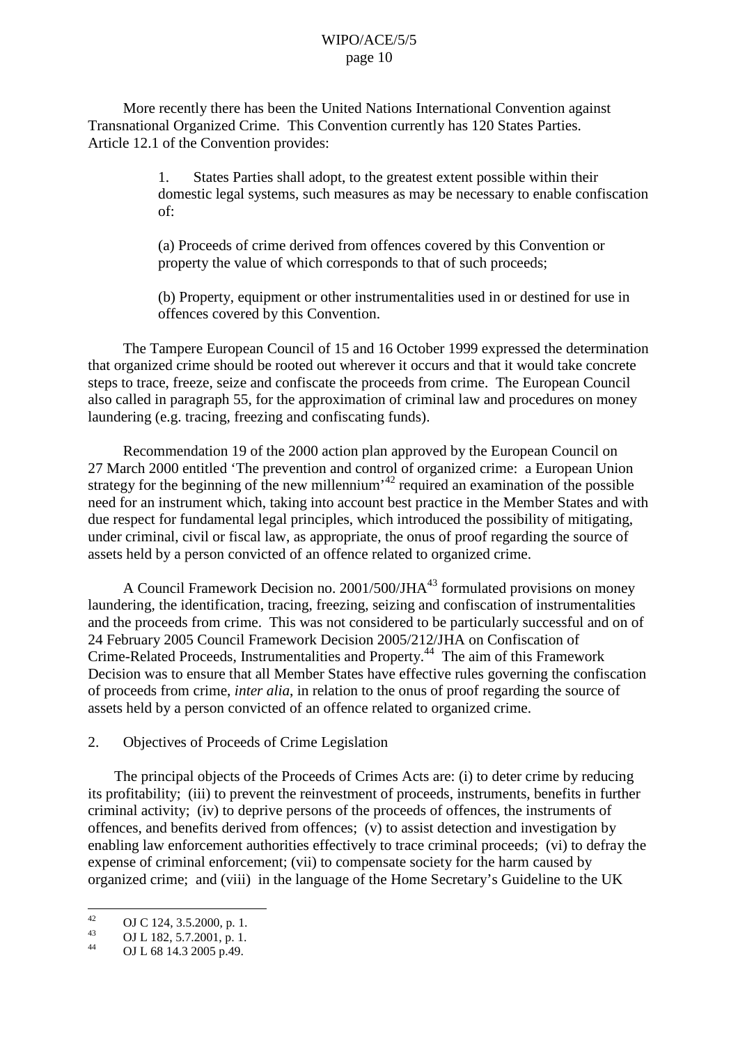More recently there has been the United Nations International Convention against Transnational Organized Crime. This Convention currently has 120 States Parties. Article 12.1 of the Convention provides:

> 1. States Parties shall adopt, to the greatest extent possible within their domestic legal systems, such measures as may be necessary to enable confiscation of:
>
> (a) Proceeds of crime derived from offences covered by this Convention or property the value of which corresponds to that of such proceeds;
>
> (b) Property, equipment or other instrumentalities used in or destined for use in offences covered by this Convention.

The Tampere European Council of 15 and 16 October 1999 expressed the determination that organized crime should be rooted out wherever it occurs and that it would take concrete steps to trace, freeze, seize and confiscate the proceeds from crime. The European Council also called in paragraph 55, for the approximation of criminal law and procedures on money laundering (e.g. tracing, freezing and confiscating funds).

Recommendation 19 of the 2000 action plan approved by the European Council on 27 March 2000 entitled 'The prevention and control of organized crime: a European Union strategy for the beginning of the new millennium'[42] required an examination of the possible need for an instrument which, taking into account best practice in the Member States and with due respect for fundamental legal principles, which introduced the possibility of mitigating, under criminal, civil or fiscal law, as appropriate, the onus of proof regarding the source of assets held by a person convicted of an offence related to organized crime.

A Council Framework Decision no. 2001/500/JHA[43] formulated provisions on money laundering, the identification, tracing, freezing, seizing and confiscation of instrumentalities and the proceeds from crime. This was not considered to be particularly successful and on of 24 February 2005 Council Framework Decision 2005/212/JHA on Confiscation of Crime-Related Proceeds, Instrumentalities and Property.[44] The aim of this Framework Decision was to ensure that all Member States have effective rules governing the confiscation of proceeds from crime, *inter alia*, in relation to the onus of proof regarding the source of assets held by a person convicted of an offence related to organized crime.

## 2. Objectives of Proceeds of Crime Legislation

The principal objects of the Proceeds of Crimes Acts are: (i) to deter crime by reducing its profitability; (iii) to prevent the reinvestment of proceeds, instruments, benefits in further criminal activity; (iv) to deprive persons of the proceeds of offences, the instruments of offences, and benefits derived from offences; (v) to assist detection and investigation by enabling law enforcement authorities effectively to trace criminal proceeds; (vi) to defray the expense of criminal enforcement; (vii) to compensate society for the harm caused by organized crime; and (viii) in the language of the Home Secretary's Guideline to the UK

---

[42] OJ C 124, 3.5.2000, p. 1.

[43] OJ L 182, 5.7.2001, p. 1.

[44] OJ L 68 14.3 2005 p.49.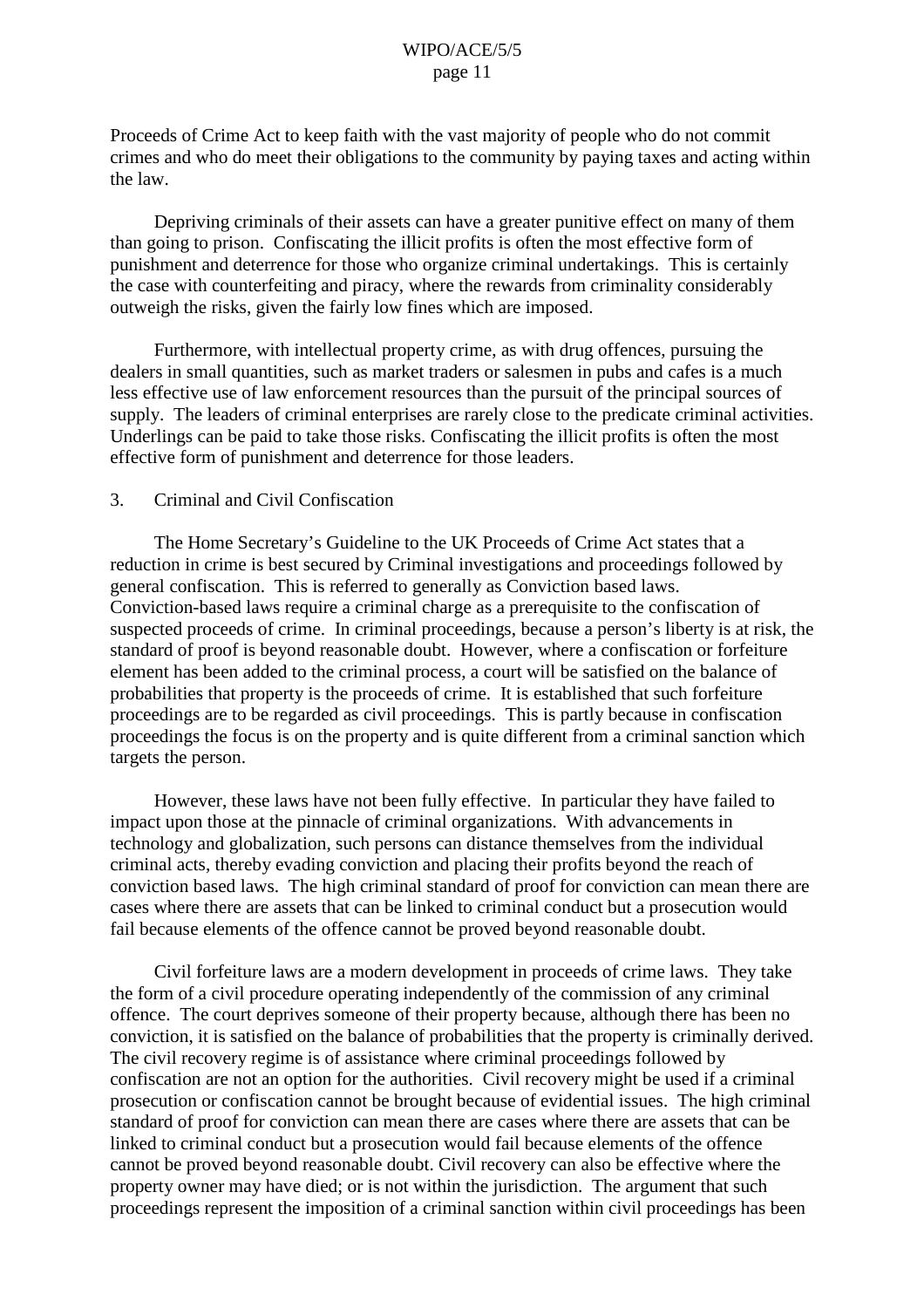Proceeds of Crime Act to keep faith with the vast majority of people who do not commit crimes and who do meet their obligations to the community by paying taxes and acting within the law.

Depriving criminals of their assets can have a greater punitive effect on many of them than going to prison. Confiscating the illicit profits is often the most effective form of punishment and deterrence for those who organize criminal undertakings. This is certainly the case with counterfeiting and piracy, where the rewards from criminality considerably outweigh the risks, given the fairly low fines which are imposed.

Furthermore, with intellectual property crime, as with drug offences, pursuing the dealers in small quantities, such as market traders or salesmen in pubs and cafes is a much less effective use of law enforcement resources than the pursuit of the principal sources of supply. The leaders of criminal enterprises are rarely close to the predicate criminal activities. Underlings can be paid to take those risks. Confiscating the illicit profits is often the most effective form of punishment and deterrence for those leaders.

3. Criminal and Civil Confiscation

The Home Secretary's Guideline to the UK Proceeds of Crime Act states that a reduction in crime is best secured by Criminal investigations and proceedings followed by general confiscation. This is referred to generally as Conviction based laws. Conviction-based laws require a criminal charge as a prerequisite to the confiscation of suspected proceeds of crime. In criminal proceedings, because a person's liberty is at risk, the standard of proof is beyond reasonable doubt. However, where a confiscation or forfeiture element has been added to the criminal process, a court will be satisfied on the balance of probabilities that property is the proceeds of crime. It is established that such forfeiture proceedings are to be regarded as civil proceedings. This is partly because in confiscation proceedings the focus is on the property and is quite different from a criminal sanction which targets the person.

However, these laws have not been fully effective. In particular they have failed to impact upon those at the pinnacle of criminal organizations. With advancements in technology and globalization, such persons can distance themselves from the individual criminal acts, thereby evading conviction and placing their profits beyond the reach of conviction based laws. The high criminal standard of proof for conviction can mean there are cases where there are assets that can be linked to criminal conduct but a prosecution would fail because elements of the offence cannot be proved beyond reasonable doubt.

Civil forfeiture laws are a modern development in proceeds of crime laws. They take the form of a civil procedure operating independently of the commission of any criminal offence. The court deprives someone of their property because, although there has been no conviction, it is satisfied on the balance of probabilities that the property is criminally derived. The civil recovery regime is of assistance where criminal proceedings followed by confiscation are not an option for the authorities. Civil recovery might be used if a criminal prosecution or confiscation cannot be brought because of evidential issues. The high criminal standard of proof for conviction can mean there are cases where there are assets that can be linked to criminal conduct but a prosecution would fail because elements of the offence cannot be proved beyond reasonable doubt. Civil recovery can also be effective where the property owner may have died; or is not within the jurisdiction. The argument that such proceedings represent the imposition of a criminal sanction within civil proceedings has been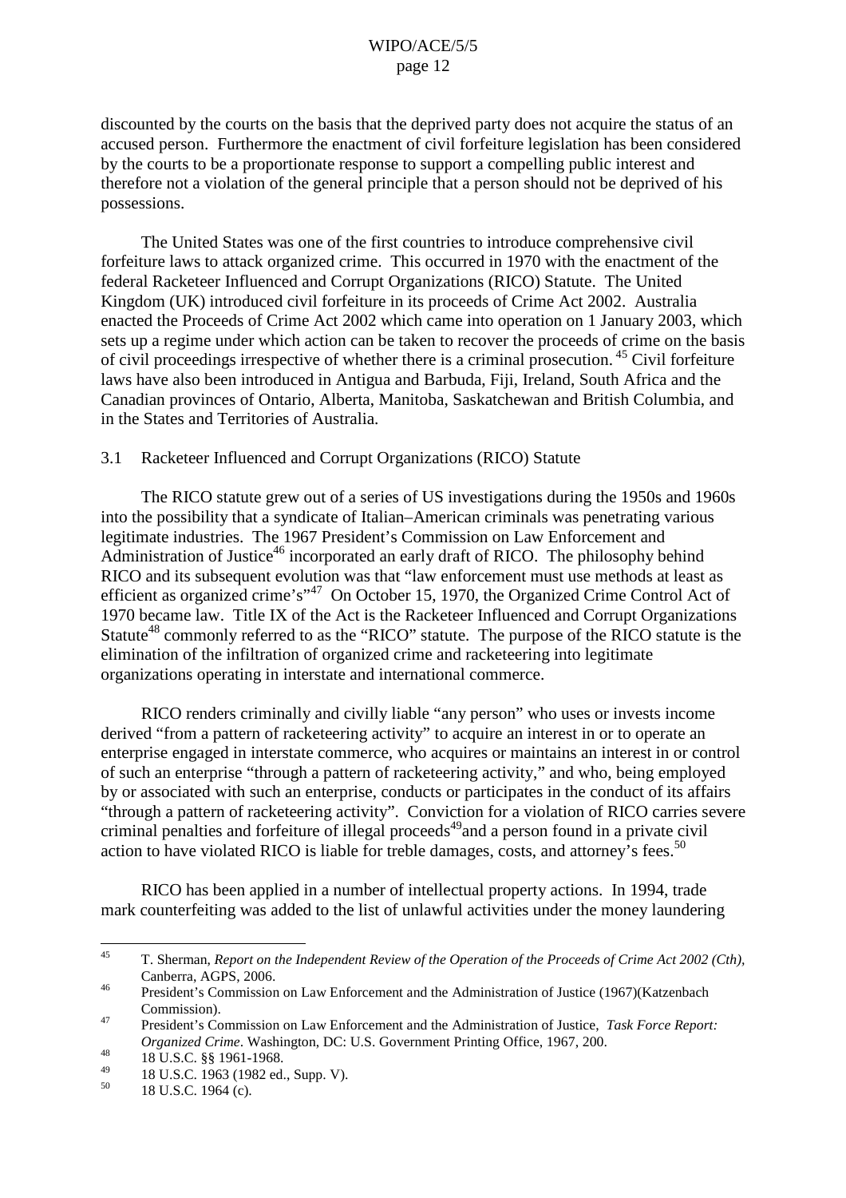discounted by the courts on the basis that the deprived party does not acquire the status of an accused person. Furthermore the enactment of civil forfeiture legislation has been considered by the courts to be a proportionate response to support a compelling public interest and therefore not a violation of the general principle that a person should not be deprived of his possessions.

The United States was one of the first countries to introduce comprehensive civil forfeiture laws to attack organized crime. This occurred in 1970 with the enactment of the federal Racketeer Influenced and Corrupt Organizations (RICO) Statute. The United Kingdom (UK) introduced civil forfeiture in its proceeds of Crime Act 2002. Australia enacted the Proceeds of Crime Act 2002 which came into operation on 1 January 2003, which sets up a regime under which action can be taken to recover the proceeds of crime on the basis of civil proceedings irrespective of whether there is a criminal prosecution. [45] Civil forfeiture laws have also been introduced in Antigua and Barbuda, Fiji, Ireland, South Africa and the Canadian provinces of Ontario, Alberta, Manitoba, Saskatchewan and British Columbia, and in the States and Territories of Australia.

### 3.1 Racketeer Influenced and Corrupt Organizations (RICO) Statute

The RICO statute grew out of a series of US investigations during the 1950s and 1960s into the possibility that a syndicate of Italian–American criminals was penetrating various legitimate industries. The 1967 President's Commission on Law Enforcement and Administration of Justice[46] incorporated an early draft of RICO. The philosophy behind RICO and its subsequent evolution was that "law enforcement must use methods at least as efficient as organized crime's"[47] On October 15, 1970, the Organized Crime Control Act of 1970 became law. Title IX of the Act is the Racketeer Influenced and Corrupt Organizations Statute[48] commonly referred to as the "RICO" statute. The purpose of the RICO statute is the elimination of the infiltration of organized crime and racketeering into legitimate organizations operating in interstate and international commerce.

RICO renders criminally and civilly liable "any person" who uses or invests income derived "from a pattern of racketeering activity" to acquire an interest in or to operate an enterprise engaged in interstate commerce, who acquires or maintains an interest in or control of such an enterprise "through a pattern of racketeering activity," and who, being employed by or associated with such an enterprise, conducts or participates in the conduct of its affairs "through a pattern of racketeering activity". Conviction for a violation of RICO carries severe criminal penalties and forfeiture of illegal proceeds[49]and a person found in a private civil action to have violated RICO is liable for treble damages, costs, and attorney's fees.[50]

RICO has been applied in a number of intellectual property actions. In 1994, trade mark counterfeiting was added to the list of unlawful activities under the money laundering

---

[45] T. Sherman, *Report on the Independent Review of the Operation of the Proceeds of Crime Act 2002 (Cth)*, Canberra, AGPS, 2006.

[46] President's Commission on Law Enforcement and the Administration of Justice (1967)(Katzenbach Commission).

[47] President's Commission on Law Enforcement and the Administration of Justice, *Task Force Report: Organized Crime*. Washington, DC: U.S. Government Printing Office, 1967, 200.

[48] 18 U.S.C. §§ 1961-1968.

[49] 18 U.S.C. 1963 (1982 ed., Supp. V).

[50] 18 U.S.C. 1964 (c).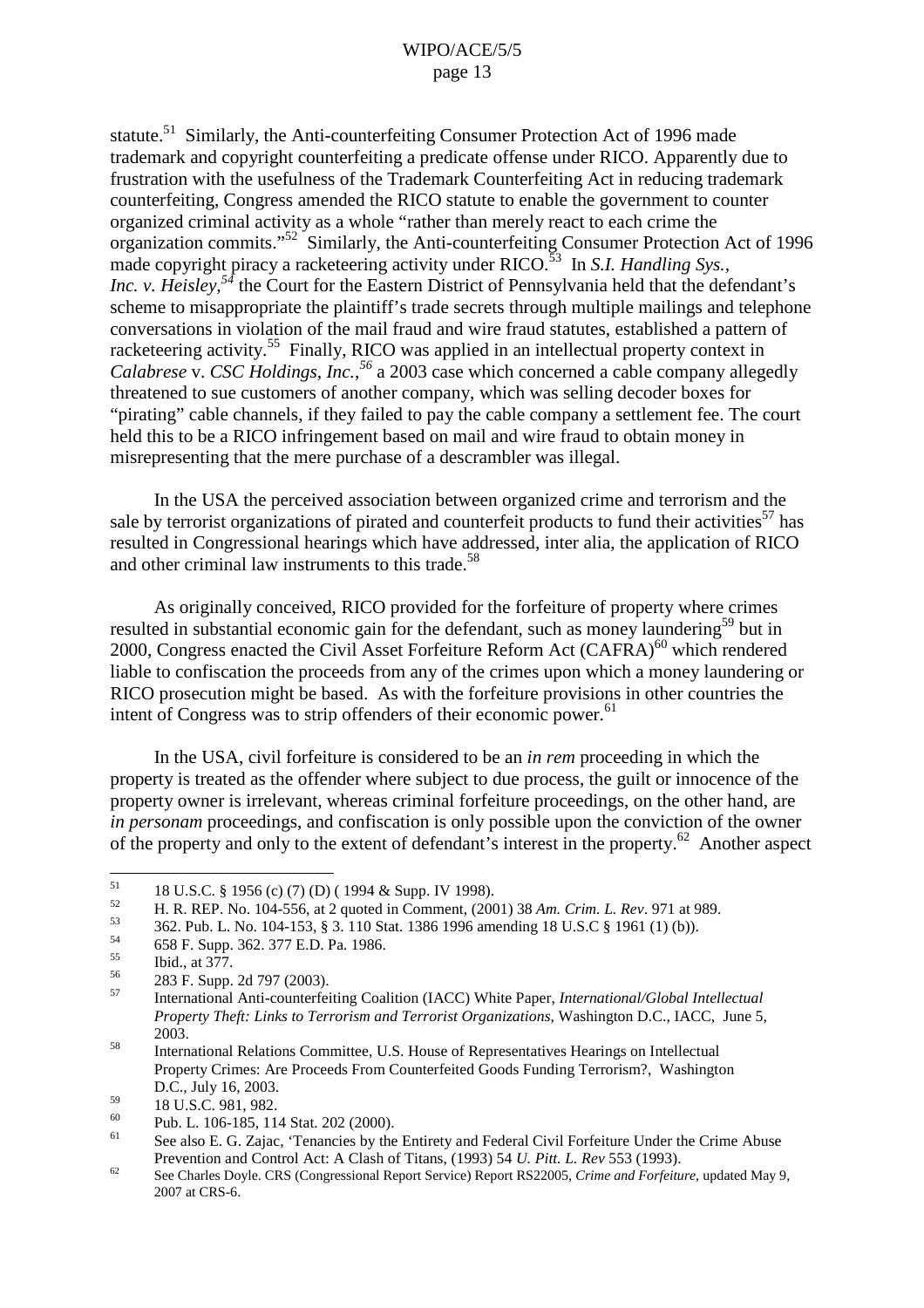statute.[51] Similarly, the Anti-counterfeiting Consumer Protection Act of 1996 made trademark and copyright counterfeiting a predicate offense under RICO. Apparently due to frustration with the usefulness of the Trademark Counterfeiting Act in reducing trademark counterfeiting, Congress amended the RICO statute to enable the government to counter organized criminal activity as a whole "rather than merely react to each crime the organization commits."[52] Similarly, the Anti-counterfeiting Consumer Protection Act of 1996 made copyright piracy a racketeering activity under RICO.[53] In *S.I. Handling Sys., Inc. v. Heisley*,[54] the Court for the Eastern District of Pennsylvania held that the defendant's scheme to misappropriate the plaintiff's trade secrets through multiple mailings and telephone conversations in violation of the mail fraud and wire fraud statutes, established a pattern of racketeering activity.[55] Finally, RICO was applied in an intellectual property context in *Calabrese* v. *CSC Holdings, Inc.*,[56] a 2003 case which concerned a cable company allegedly threatened to sue customers of another company, which was selling decoder boxes for "pirating" cable channels, if they failed to pay the cable company a settlement fee. The court held this to be a RICO infringement based on mail and wire fraud to obtain money in misrepresenting that the mere purchase of a descrambler was illegal.

In the USA the perceived association between organized crime and terrorism and the sale by terrorist organizations of pirated and counterfeit products to fund their activities[57] has resulted in Congressional hearings which have addressed, inter alia, the application of RICO and other criminal law instruments to this trade.[58]

As originally conceived, RICO provided for the forfeiture of property where crimes resulted in substantial economic gain for the defendant, such as money laundering[59] but in 2000, Congress enacted the Civil Asset Forfeiture Reform Act (CAFRA)[60] which rendered liable to confiscation the proceeds from any of the crimes upon which a money laundering or RICO prosecution might be based. As with the forfeiture provisions in other countries the intent of Congress was to strip offenders of their economic power.[61]

In the USA, civil forfeiture is considered to be an *in rem* proceeding in which the property is treated as the offender where subject to due process, the guilt or innocence of the property owner is irrelevant, whereas criminal forfeiture proceedings, on the other hand, are *in personam* proceedings, and confiscation is only possible upon the conviction of the owner of the property and only to the extent of defendant's interest in the property.[62] Another aspect

---

[51] 18 U.S.C. § 1956 (c) (7) (D) ( 1994 & Supp. IV 1998).

[52] H. R. REP. No. 104-556, at 2 quoted in Comment, (2001) 38 *Am. Crim. L. Rev*. 971 at 989.

[53] 362. Pub. L. No. 104-153, § 3. 110 Stat. 1386 1996 amending 18 U.S.C § 1961 (1) (b)).

[54] 658 F. Supp. 362. 377 E.D. Pa. 1986.

[55] Ibid., at 377.

[56] 283 F. Supp. 2d 797 (2003).

[57] International Anti-counterfeiting Coalition (IACC) White Paper, *International/Global Intellectual Property Theft: Links to Terrorism and Terrorist Organizations*, Washington D.C., IACC, June 5, 2003.

[58] International Relations Committee, U.S. House of Representatives Hearings on Intellectual Property Crimes: Are Proceeds From Counterfeited Goods Funding Terrorism?, Washington D.C., July 16, 2003.

[59] 18 U.S.C. 981, 982.

[60] Pub. L. 106-185, 114 Stat. 202 (2000).

[61] See also E. G. Zajac, 'Tenancies by the Entirety and Federal Civil Forfeiture Under the Crime Abuse Prevention and Control Act: A Clash of Titans, (1993) 54 *U. Pitt. L. Rev* 553 (1993).

[62] See Charles Doyle. CRS (Congressional Report Service) Report RS22005, *Crime and Forfeiture*, updated May 9, 2007 at CRS-6.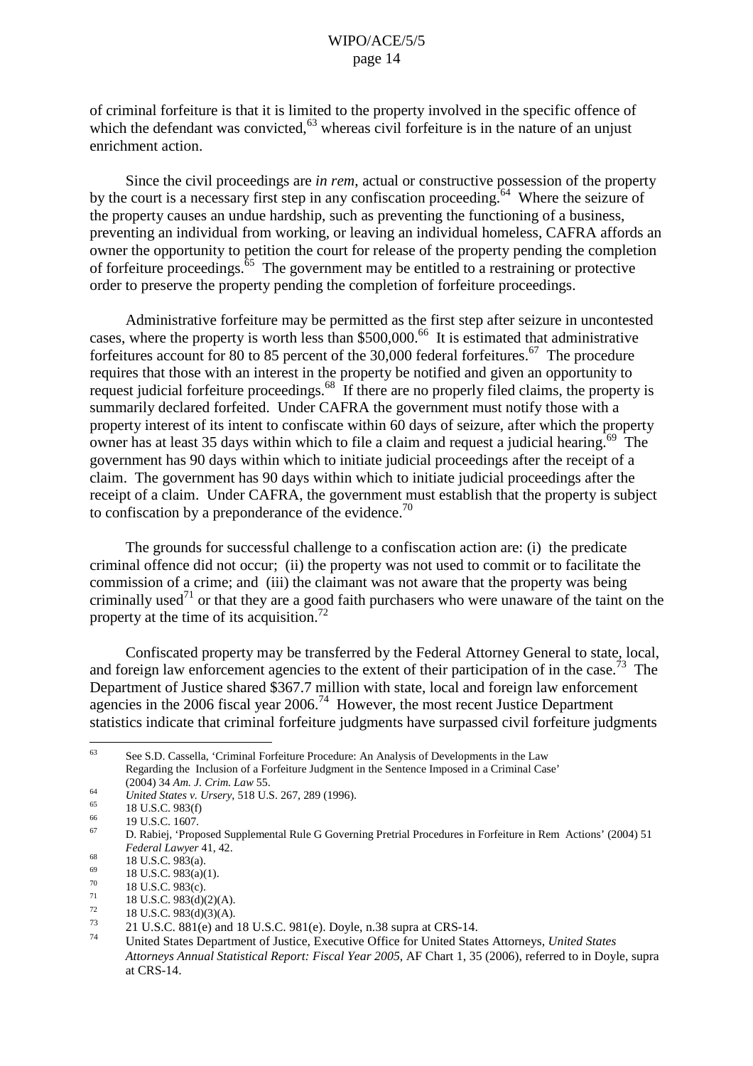of criminal forfeiture is that it is limited to the property involved in the specific offence of which the defendant was convicted,[63] whereas civil forfeiture is in the nature of an unjust enrichment action.

Since the civil proceedings are *in rem*, actual or constructive possession of the property by the court is a necessary first step in any confiscation proceeding.[64] Where the seizure of the property causes an undue hardship, such as preventing the functioning of a business, preventing an individual from working, or leaving an individual homeless, CAFRA affords an owner the opportunity to petition the court for release of the property pending the completion of forfeiture proceedings.[65] The government may be entitled to a restraining or protective order to preserve the property pending the completion of forfeiture proceedings.

Administrative forfeiture may be permitted as the first step after seizure in uncontested cases, where the property is worth less than $500,000.[66] It is estimated that administrative forfeitures account for 80 to 85 percent of the 30,000 federal forfeitures.[67] The procedure requires that those with an interest in the property be notified and given an opportunity to request judicial forfeiture proceedings.[68] If there are no properly filed claims, the property is summarily declared forfeited. Under CAFRA the government must notify those with a property interest of its intent to confiscate within 60 days of seizure, after which the property owner has at least 35 days within which to file a claim and request a judicial hearing.[69] The government has 90 days within which to initiate judicial proceedings after the receipt of a claim. The government has 90 days within which to initiate judicial proceedings after the receipt of a claim. Under CAFRA, the government must establish that the property is subject to confiscation by a preponderance of the evidence.[70]

The grounds for successful challenge to a confiscation action are: (i) the predicate criminal offence did not occur; (ii) the property was not used to commit or to facilitate the commission of a crime; and (iii) the claimant was not aware that the property was being criminally used[71] or that they are a good faith purchasers who were unaware of the taint on the property at the time of its acquisition.[72]

Confiscated property may be transferred by the Federal Attorney General to state, local, and foreign law enforcement agencies to the extent of their participation of in the case.[73] The Department of Justice shared $367.7 million with state, local and foreign law enforcement agencies in the 2006 fiscal year 2006.[74] However, the most recent Justice Department statistics indicate that criminal forfeiture judgments have surpassed civil forfeiture judgments

---

[63] See S.D. Cassella, 'Criminal Forfeiture Procedure: An Analysis of Developments in the Law Regarding the Inclusion of a Forfeiture Judgment in the Sentence Imposed in a Criminal Case' (2004) 34 *Am. J. Crim. Law* 55.

[64] *United States v. Ursery*, 518 U.S. 267, 289 (1996).

[65] 18 U.S.C. 983(f)

[66] 19 U.S.C. 1607.

[67] D. Rabiej, 'Proposed Supplemental Rule G Governing Pretrial Procedures in Forfeiture in Rem Actions' (2004) 51 *Federal Lawyer* 41, 42.

[68] 18 U.S.C. 983(a).

[69] 18 U.S.C. 983(a)(1).

[70] 18 U.S.C. 983(c).

[71] 18 U.S.C. 983(d)(2)(A).

[72] 18 U.S.C. 983(d)(3)(A).

[73] 21 U.S.C. 881(e) and 18 U.S.C. 981(e). Doyle, n.38 supra at CRS-14.

[74] United States Department of Justice, Executive Office for United States Attorneys, *United States Attorneys Annual Statistical Report: Fiscal Year 2005*, AF Chart 1, 35 (2006), referred to in Doyle, supra at CRS-14.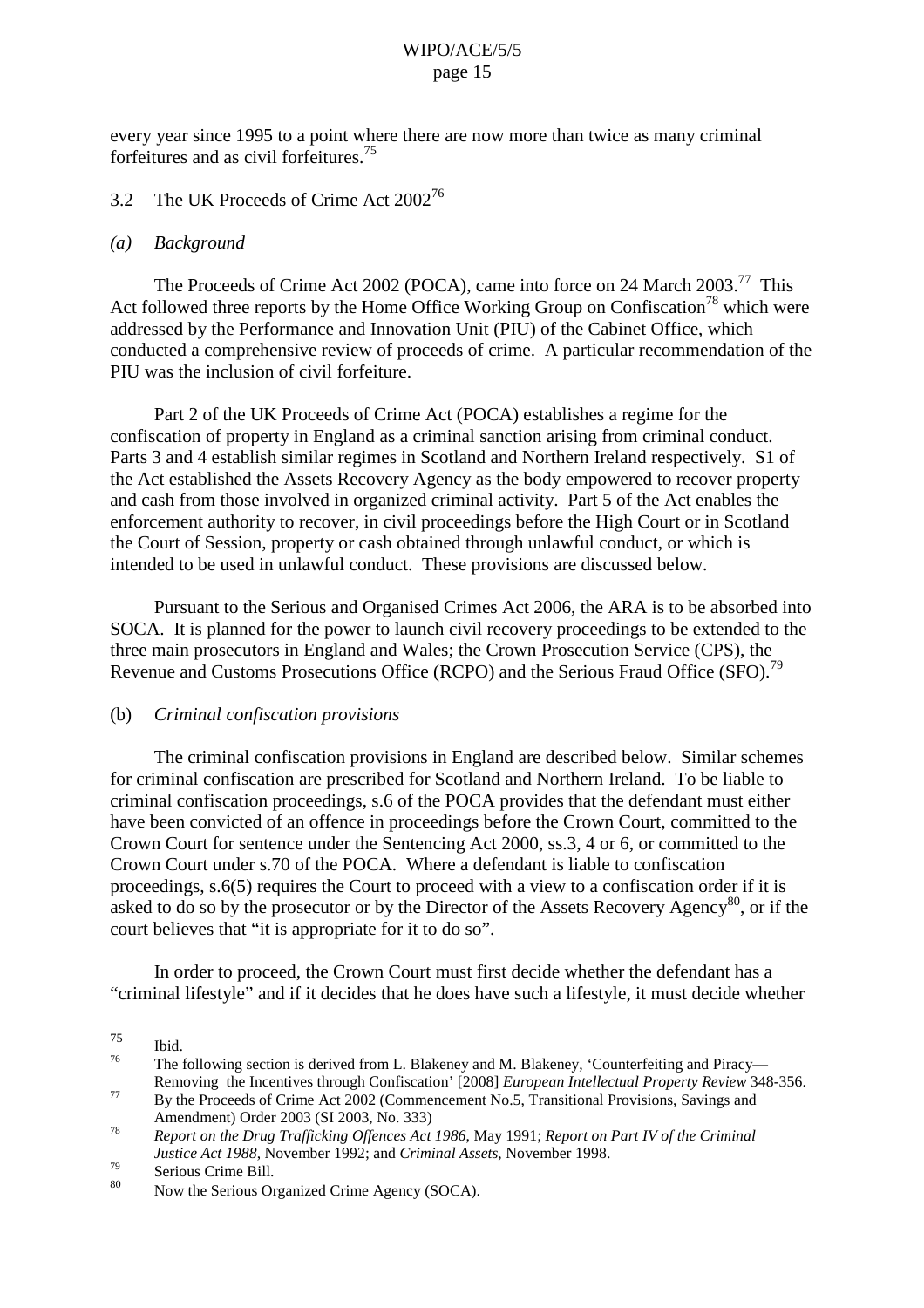every year since 1995 to a point where there are now more than twice as many criminal forfeitures and as civil forfeitures.[75]

### 3.2 The UK Proceeds of Crime Act 2002[76]

#### *(a) Background*

The Proceeds of Crime Act 2002 (POCA), came into force on 24 March 2003.[77] This Act followed three reports by the Home Office Working Group on Confiscation[78] which were addressed by the Performance and Innovation Unit (PIU) of the Cabinet Office, which conducted a comprehensive review of proceeds of crime. A particular recommendation of the PIU was the inclusion of civil forfeiture.

Part 2 of the UK Proceeds of Crime Act (POCA) establishes a regime for the confiscation of property in England as a criminal sanction arising from criminal conduct. Parts 3 and 4 establish similar regimes in Scotland and Northern Ireland respectively. S1 of the Act established the Assets Recovery Agency as the body empowered to recover property and cash from those involved in organized criminal activity. Part 5 of the Act enables the enforcement authority to recover, in civil proceedings before the High Court or in Scotland the Court of Session, property or cash obtained through unlawful conduct, or which is intended to be used in unlawful conduct. These provisions are discussed below.

Pursuant to the Serious and Organised Crimes Act 2006, the ARA is to be absorbed into SOCA. It is planned for the power to launch civil recovery proceedings to be extended to the three main prosecutors in England and Wales; the Crown Prosecution Service (CPS), the Revenue and Customs Prosecutions Office (RCPO) and the Serious Fraud Office (SFO).[79]

#### (b) *Criminal confiscation provisions*

The criminal confiscation provisions in England are described below. Similar schemes for criminal confiscation are prescribed for Scotland and Northern Ireland. To be liable to criminal confiscation proceedings, s.6 of the POCA provides that the defendant must either have been convicted of an offence in proceedings before the Crown Court, committed to the Crown Court for sentence under the Sentencing Act 2000, ss.3, 4 or 6, or committed to the Crown Court under s.70 of the POCA. Where a defendant is liable to confiscation proceedings, s.6(5) requires the Court to proceed with a view to a confiscation order if it is asked to do so by the prosecutor or by the Director of the Assets Recovery Agency[80], or if the court believes that "it is appropriate for it to do so".

In order to proceed, the Crown Court must first decide whether the defendant has a "criminal lifestyle" and if it decides that he does have such a lifestyle, it must decide whether

---

[75] Ibid.

[76] The following section is derived from L. Blakeney and M. Blakeney, 'Counterfeiting and Piracy—Removing the Incentives through Confiscation' [2008] *European Intellectual Property Review* 348-356.

[77] By the Proceeds of Crime Act 2002 (Commencement No.5, Transitional Provisions, Savings and Amendment) Order 2003 (SI 2003, No. 333)

[78] *Report on the Drug Trafficking Offences Act 1986*, May 1991; *Report on Part IV of the Criminal Justice Act 1988*, November 1992; and *Criminal Assets*, November 1998.

[79] Serious Crime Bill.

[80] Now the Serious Organized Crime Agency (SOCA).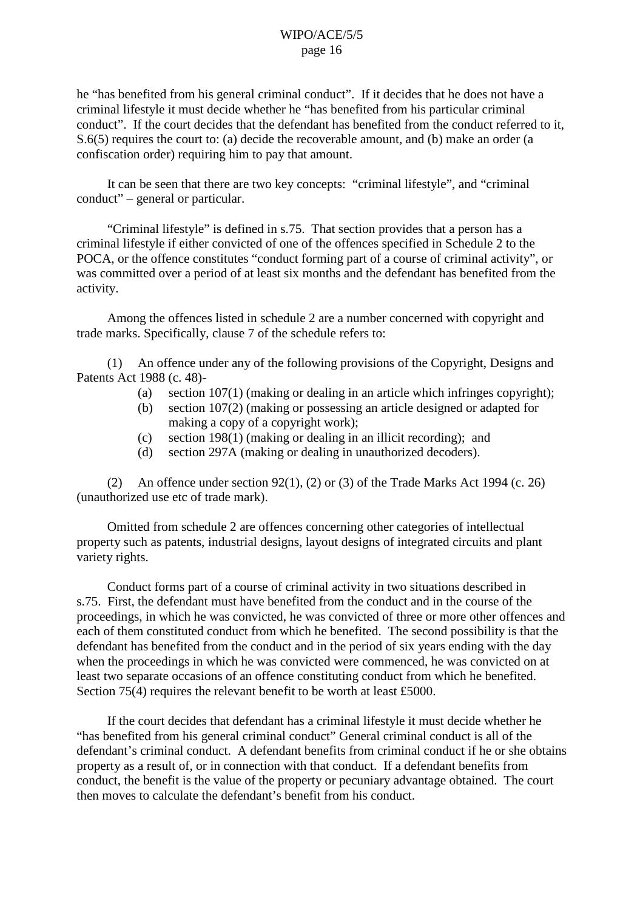he "has benefited from his general criminal conduct". If it decides that he does not have a criminal lifestyle it must decide whether he "has benefited from his particular criminal conduct". If the court decides that the defendant has benefited from the conduct referred to it, S.6(5) requires the court to: (a) decide the recoverable amount, and (b) make an order (a confiscation order) requiring him to pay that amount.

It can be seen that there are two key concepts: "criminal lifestyle", and "criminal conduct" – general or particular.

"Criminal lifestyle" is defined in s.75. That section provides that a person has a criminal lifestyle if either convicted of one of the offences specified in Schedule 2 to the POCA, or the offence constitutes "conduct forming part of a course of criminal activity", or was committed over a period of at least six months and the defendant has benefited from the activity.

Among the offences listed in schedule 2 are a number concerned with copyright and trade marks. Specifically, clause 7 of the schedule refers to:

(1) An offence under any of the following provisions of the Copyright, Designs and Patents Act 1988 (c. 48)-

- (a) section 107(1) (making or dealing in an article which infringes copyright);
- (b) section 107(2) (making or possessing an article designed or adapted for making a copy of a copyright work);
- (c) section 198(1) (making or dealing in an illicit recording); and
- (d) section 297A (making or dealing in unauthorized decoders).

(2) An offence under section 92(1), (2) or (3) of the Trade Marks Act 1994 (c. 26) (unauthorized use etc of trade mark).

Omitted from schedule 2 are offences concerning other categories of intellectual property such as patents, industrial designs, layout designs of integrated circuits and plant variety rights.

Conduct forms part of a course of criminal activity in two situations described in s.75. First, the defendant must have benefited from the conduct and in the course of the proceedings, in which he was convicted, he was convicted of three or more other offences and each of them constituted conduct from which he benefited. The second possibility is that the defendant has benefited from the conduct and in the period of six years ending with the day when the proceedings in which he was convicted were commenced, he was convicted on at least two separate occasions of an offence constituting conduct from which he benefited. Section 75(4) requires the relevant benefit to be worth at least £5000.

If the court decides that defendant has a criminal lifestyle it must decide whether he "has benefited from his general criminal conduct" General criminal conduct is all of the defendant's criminal conduct. A defendant benefits from criminal conduct if he or she obtains property as a result of, or in connection with that conduct. If a defendant benefits from conduct, the benefit is the value of the property or pecuniary advantage obtained. The court then moves to calculate the defendant's benefit from his conduct.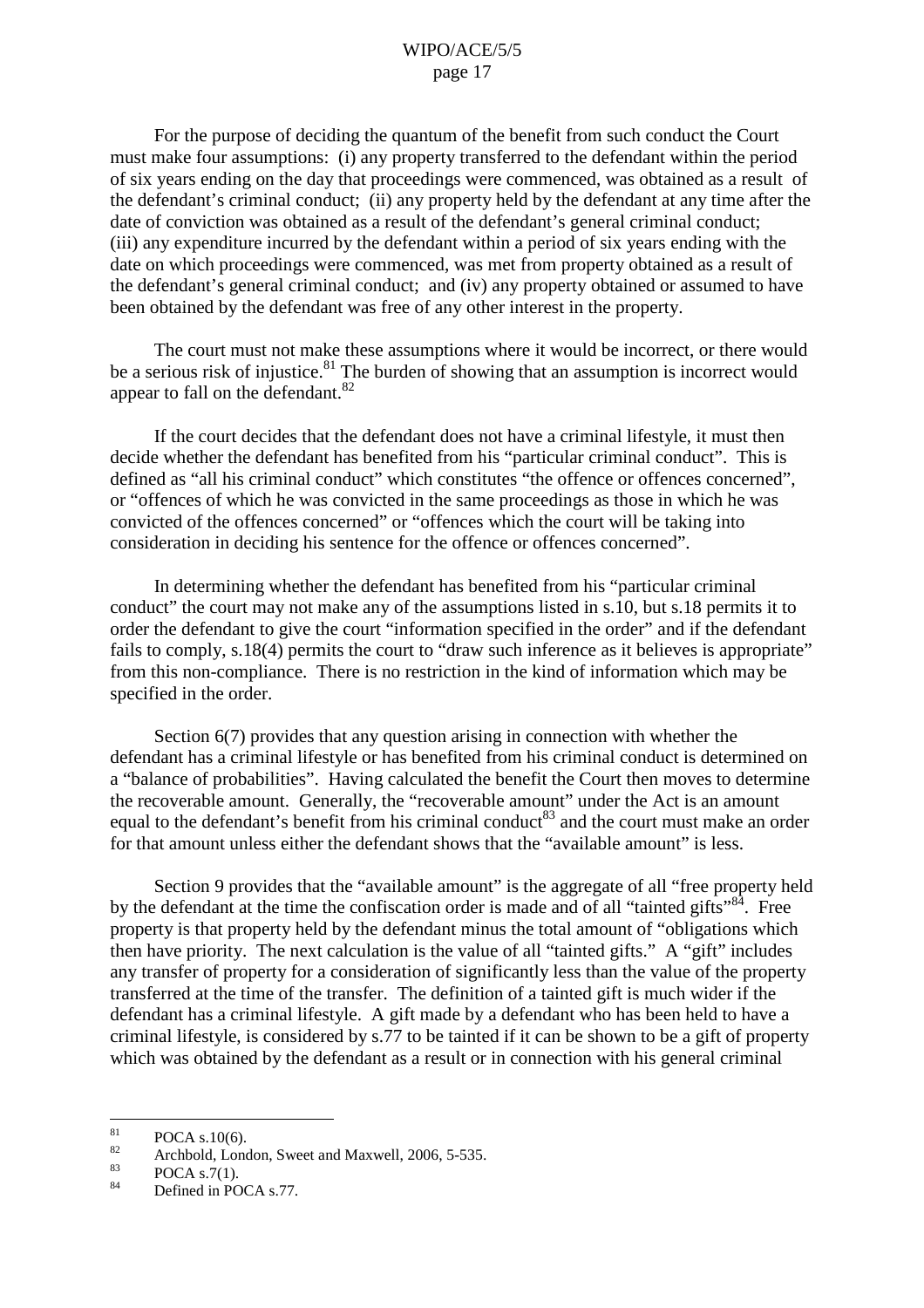For the purpose of deciding the quantum of the benefit from such conduct the Court must make four assumptions: (i) any property transferred to the defendant within the period of six years ending on the day that proceedings were commenced, was obtained as a result of the defendant's criminal conduct; (ii) any property held by the defendant at any time after the date of conviction was obtained as a result of the defendant's general criminal conduct; (iii) any expenditure incurred by the defendant within a period of six years ending with the date on which proceedings were commenced, was met from property obtained as a result of the defendant's general criminal conduct; and (iv) any property obtained or assumed to have been obtained by the defendant was free of any other interest in the property.

The court must not make these assumptions where it would be incorrect, or there would be a serious risk of injustice.[81] The burden of showing that an assumption is incorrect would appear to fall on the defendant.[82]

If the court decides that the defendant does not have a criminal lifestyle, it must then decide whether the defendant has benefited from his "particular criminal conduct". This is defined as "all his criminal conduct" which constitutes "the offence or offences concerned", or "offences of which he was convicted in the same proceedings as those in which he was convicted of the offences concerned" or "offences which the court will be taking into consideration in deciding his sentence for the offence or offences concerned".

In determining whether the defendant has benefited from his "particular criminal conduct" the court may not make any of the assumptions listed in s.10, but s.18 permits it to order the defendant to give the court "information specified in the order" and if the defendant fails to comply, s.18(4) permits the court to "draw such inference as it believes is appropriate" from this non-compliance. There is no restriction in the kind of information which may be specified in the order.

Section 6(7) provides that any question arising in connection with whether the defendant has a criminal lifestyle or has benefited from his criminal conduct is determined on a "balance of probabilities". Having calculated the benefit the Court then moves to determine the recoverable amount. Generally, the "recoverable amount" under the Act is an amount equal to the defendant's benefit from his criminal conduct[83] and the court must make an order for that amount unless either the defendant shows that the "available amount" is less.

Section 9 provides that the "available amount" is the aggregate of all "free property held by the defendant at the time the confiscation order is made and of all "tainted gifts"[84]. Free property is that property held by the defendant minus the total amount of "obligations which then have priority. The next calculation is the value of all "tainted gifts." A "gift" includes any transfer of property for a consideration of significantly less than the value of the property transferred at the time of the transfer. The definition of a tainted gift is much wider if the defendant has a criminal lifestyle. A gift made by a defendant who has been held to have a criminal lifestyle, is considered by s.77 to be tainted if it can be shown to be a gift of property which was obtained by the defendant as a result or in connection with his general criminal

---

[81] POCA s.10(6).

[82] Archbold, London, Sweet and Maxwell, 2006, 5-535.

[83] POCA s.7(1).

[84] Defined in POCA s.77.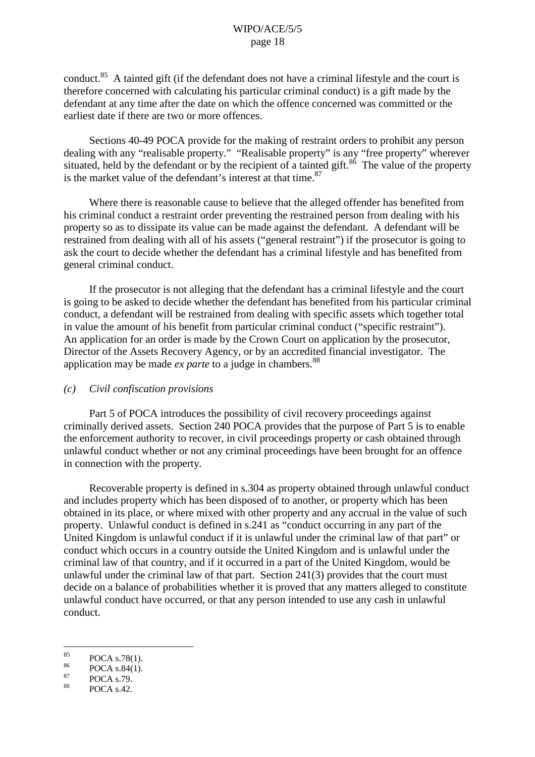conduct.[85] A tainted gift (if the defendant does not have a criminal lifestyle and the court is therefore concerned with calculating his particular criminal conduct) is a gift made by the defendant at any time after the date on which the offence concerned was committed or the earliest date if there are two or more offences.

Sections 40-49 POCA provide for the making of restraint orders to prohibit any person dealing with any "realisable property." "Realisable property" is any "free property" wherever situated, held by the defendant or by the recipient of a tainted gift.[86] The value of the property is the market value of the defendant's interest at that time.[87]

Where there is reasonable cause to believe that the alleged offender has benefited from his criminal conduct a restraint order preventing the restrained person from dealing with his property so as to dissipate its value can be made against the defendant. A defendant will be restrained from dealing with all of his assets ("general restraint") if the prosecutor is going to ask the court to decide whether the defendant has a criminal lifestyle and has benefited from general criminal conduct.

If the prosecutor is not alleging that the defendant has a criminal lifestyle and the court is going to be asked to decide whether the defendant has benefited from his particular criminal conduct, a defendant will be restrained from dealing with specific assets which together total in value the amount of his benefit from particular criminal conduct ("specific restraint"). An application for an order is made by the Crown Court on application by the prosecutor, Director of the Assets Recovery Agency, or by an accredited financial investigator. The application may be made *ex parte* to a judge in chambers.[88]

*(c) Civil confiscation provisions*

Part 5 of POCA introduces the possibility of civil recovery proceedings against criminally derived assets. Section 240 POCA provides that the purpose of Part 5 is to enable the enforcement authority to recover, in civil proceedings property or cash obtained through unlawful conduct whether or not any criminal proceedings have been brought for an offence in connection with the property.

Recoverable property is defined in s.304 as property obtained through unlawful conduct and includes property which has been disposed of to another, or property which has been obtained in its place, or where mixed with other property and any accrual in the value of such property. Unlawful conduct is defined in s.241 as "conduct occurring in any part of the United Kingdom is unlawful conduct if it is unlawful under the criminal law of that part" or conduct which occurs in a country outside the United Kingdom and is unlawful under the criminal law of that country, and if it occurred in a part of the United Kingdom, would be unlawful under the criminal law of that part. Section 241(3) provides that the court must decide on a balance of probabilities whether it is proved that any matters alleged to constitute unlawful conduct have occurred, or that any person intended to use any cash in unlawful conduct.

---

[85] POCA s.78(1).

[86] POCA s.84(1).

[87] POCA s.79.

[88] POCA s.42.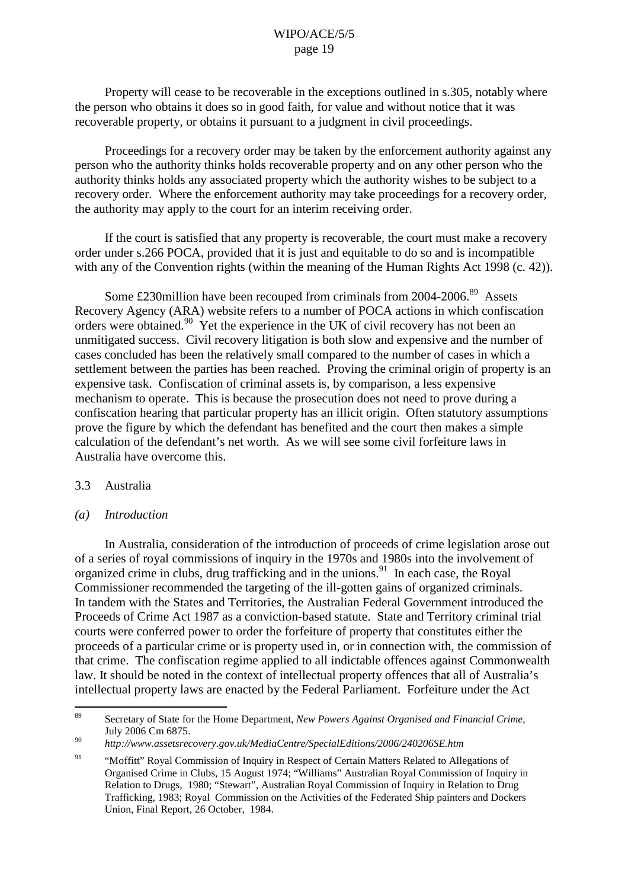Property will cease to be recoverable in the exceptions outlined in s.305, notably where the person who obtains it does so in good faith, for value and without notice that it was recoverable property, or obtains it pursuant to a judgment in civil proceedings.

Proceedings for a recovery order may be taken by the enforcement authority against any person who the authority thinks holds recoverable property and on any other person who the authority thinks holds any associated property which the authority wishes to be subject to a recovery order. Where the enforcement authority may take proceedings for a recovery order, the authority may apply to the court for an interim receiving order.

If the court is satisfied that any property is recoverable, the court must make a recovery order under s.266 POCA, provided that it is just and equitable to do so and is incompatible with any of the Convention rights (within the meaning of the Human Rights Act 1998 (c. 42)).

Some £230million have been recouped from criminals from 2004-2006.[89] Assets Recovery Agency (ARA) website refers to a number of POCA actions in which confiscation orders were obtained.[90] Yet the experience in the UK of civil recovery has not been an unmitigated success. Civil recovery litigation is both slow and expensive and the number of cases concluded has been the relatively small compared to the number of cases in which a settlement between the parties has been reached. Proving the criminal origin of property is an expensive task. Confiscation of criminal assets is, by comparison, a less expensive mechanism to operate. This is because the prosecution does not need to prove during a confiscation hearing that particular property has an illicit origin. Often statutory assumptions prove the figure by which the defendant has benefited and the court then makes a simple calculation of the defendant's net worth. As we will see some civil forfeiture laws in Australia have overcome this.

## 3.3 Australia

### *(a) Introduction*

In Australia, consideration of the introduction of proceeds of crime legislation arose out of a series of royal commissions of inquiry in the 1970s and 1980s into the involvement of organized crime in clubs, drug trafficking and in the unions.[91] In each case, the Royal Commissioner recommended the targeting of the ill-gotten gains of organized criminals. In tandem with the States and Territories, the Australian Federal Government introduced the Proceeds of Crime Act 1987 as a conviction-based statute. State and Territory criminal trial courts were conferred power to order the forfeiture of property that constitutes either the proceeds of a particular crime or is property used in, or in connection with, the commission of that crime. The confiscation regime applied to all indictable offences against Commonwealth law. It should be noted in the context of intellectual property offences that all of Australia's intellectual property laws are enacted by the Federal Parliament. Forfeiture under the Act

---

[89] Secretary of State for the Home Department, *New Powers Against Organised and Financial Crime*, July 2006 Cm 6875.

[90] *http://www.assetsrecovery.gov.uk/MediaCentre/SpecialEditions/2006/240206SE.htm*

[91] "Moffitt" Royal Commission of Inquiry in Respect of Certain Matters Related to Allegations of Organised Crime in Clubs, 15 August 1974; "Williams" Australian Royal Commission of Inquiry in Relation to Drugs, 1980; "Stewart", Australian Royal Commission of Inquiry in Relation to Drug Trafficking, 1983; Royal Commission on the Activities of the Federated Ship painters and Dockers Union, Final Report, 26 October, 1984.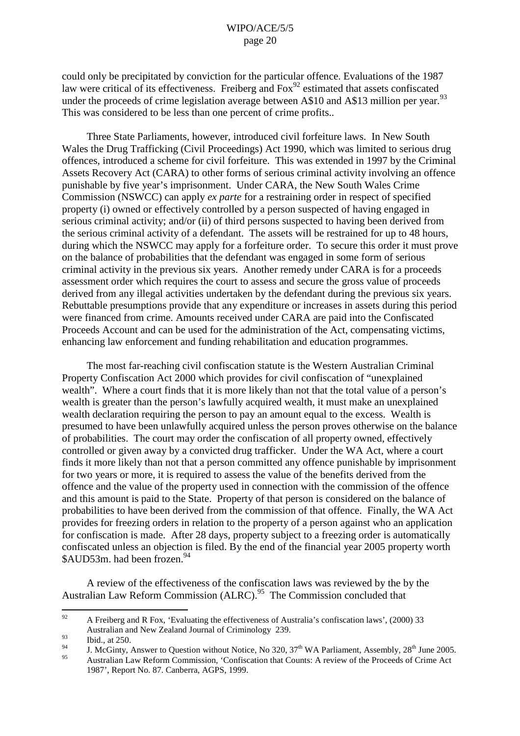could only be precipitated by conviction for the particular offence. Evaluations of the 1987 law were critical of its effectiveness. Freiberg and Fox[92] estimated that assets confiscated under the proceeds of crime legislation average between A$10 and A$13 million per year.[93] This was considered to be less than one percent of crime profits..

Three State Parliaments, however, introduced civil forfeiture laws. In New South Wales the Drug Trafficking (Civil Proceedings) Act 1990, which was limited to serious drug offences, introduced a scheme for civil forfeiture. This was extended in 1997 by the Criminal Assets Recovery Act (CARA) to other forms of serious criminal activity involving an offence punishable by five year's imprisonment. Under CARA, the New South Wales Crime Commission (NSWCC) can apply *ex parte* for a restraining order in respect of specified property (i) owned or effectively controlled by a person suspected of having engaged in serious criminal activity; and/or (ii) of third persons suspected to having been derived from the serious criminal activity of a defendant. The assets will be restrained for up to 48 hours, during which the NSWCC may apply for a forfeiture order. To secure this order it must prove on the balance of probabilities that the defendant was engaged in some form of serious criminal activity in the previous six years. Another remedy under CARA is for a proceeds assessment order which requires the court to assess and secure the gross value of proceeds derived from any illegal activities undertaken by the defendant during the previous six years. Rebuttable presumptions provide that any expenditure or increases in assets during this period were financed from crime. Amounts received under CARA are paid into the Confiscated Proceeds Account and can be used for the administration of the Act, compensating victims, enhancing law enforcement and funding rehabilitation and education programmes.

The most far-reaching civil confiscation statute is the Western Australian Criminal Property Confiscation Act 2000 which provides for civil confiscation of "unexplained wealth". Where a court finds that it is more likely than not that the total value of a person's wealth is greater than the person's lawfully acquired wealth, it must make an unexplained wealth declaration requiring the person to pay an amount equal to the excess. Wealth is presumed to have been unlawfully acquired unless the person proves otherwise on the balance of probabilities. The court may order the confiscation of all property owned, effectively controlled or given away by a convicted drug trafficker. Under the WA Act, where a court finds it more likely than not that a person committed any offence punishable by imprisonment for two years or more, it is required to assess the value of the benefits derived from the offence and the value of the property used in connection with the commission of the offence and this amount is paid to the State. Property of that person is considered on the balance of probabilities to have been derived from the commission of that offence. Finally, the WA Act provides for freezing orders in relation to the property of a person against who an application for confiscation is made. After 28 days, property subject to a freezing order is automatically confiscated unless an objection is filed. By the end of the financial year 2005 property worth $AUD53m. had been frozen.[94]

A review of the effectiveness of the confiscation laws was reviewed by the by the Australian Law Reform Commission (ALRC).[95] The Commission concluded that

---

[92] A Freiberg and R Fox, 'Evaluating the effectiveness of Australia's confiscation laws', (2000) 33 Australian and New Zealand Journal of Criminology 239.

[93] Ibid., at 250.

[94] J. McGinty, Answer to Question without Notice, No 320, 37th WA Parliament, Assembly, 28th June 2005.

[95] Australian Law Reform Commission, 'Confiscation that Counts: A review of the Proceeds of Crime Act 1987', Report No. 87. Canberra, AGPS, 1999.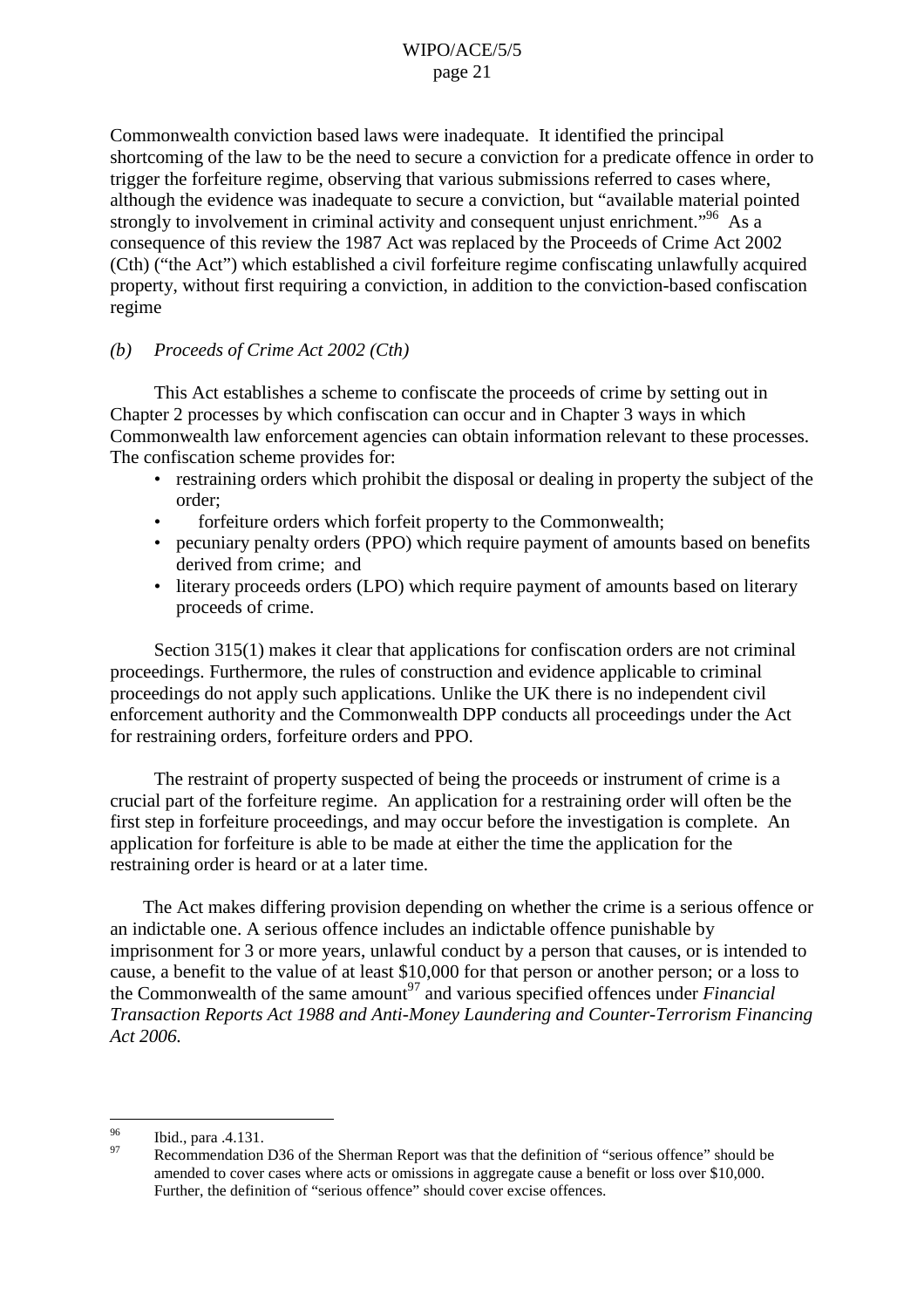Commonwealth conviction based laws were inadequate. It identified the principal shortcoming of the law to be the need to secure a conviction for a predicate offence in order to trigger the forfeiture regime, observing that various submissions referred to cases where, although the evidence was inadequate to secure a conviction, but "available material pointed strongly to involvement in criminal activity and consequent unjust enrichment."[96] As a consequence of this review the 1987 Act was replaced by the Proceeds of Crime Act 2002 (Cth) ("the Act") which established a civil forfeiture regime confiscating unlawfully acquired property, without first requiring a conviction, in addition to the conviction-based confiscation regime

*(b) Proceeds of Crime Act 2002 (Cth)*

This Act establishes a scheme to confiscate the proceeds of crime by setting out in Chapter 2 processes by which confiscation can occur and in Chapter 3 ways in which Commonwealth law enforcement agencies can obtain information relevant to these processes. The confiscation scheme provides for:

- restraining orders which prohibit the disposal or dealing in property the subject of the order;
- forfeiture orders which forfeit property to the Commonwealth;
- pecuniary penalty orders (PPO) which require payment of amounts based on benefits derived from crime; and
- literary proceeds orders (LPO) which require payment of amounts based on literary proceeds of crime.

Section 315(1) makes it clear that applications for confiscation orders are not criminal proceedings. Furthermore, the rules of construction and evidence applicable to criminal proceedings do not apply such applications. Unlike the UK there is no independent civil enforcement authority and the Commonwealth DPP conducts all proceedings under the Act for restraining orders, forfeiture orders and PPO.

The restraint of property suspected of being the proceeds or instrument of crime is a crucial part of the forfeiture regime. An application for a restraining order will often be the first step in forfeiture proceedings, and may occur before the investigation is complete. An application for forfeiture is able to be made at either the time the application for the restraining order is heard or at a later time.

The Act makes differing provision depending on whether the crime is a serious offence or an indictable one. A serious offence includes an indictable offence punishable by imprisonment for 3 or more years, unlawful conduct by a person that causes, or is intended to cause, a benefit to the value of at least $10,000 for that person or another person; or a loss to the Commonwealth of the same amount[97] and various specified offences under *Financial Transaction Reports Act 1988 and Anti-Money Laundering and Counter-Terrorism Financing Act 2006.*

---

[96] Ibid., para .4.131.

[97] Recommendation D36 of the Sherman Report was that the definition of "serious offence" should be amended to cover cases where acts or omissions in aggregate cause a benefit or loss over $10,000. Further, the definition of "serious offence" should cover excise offences.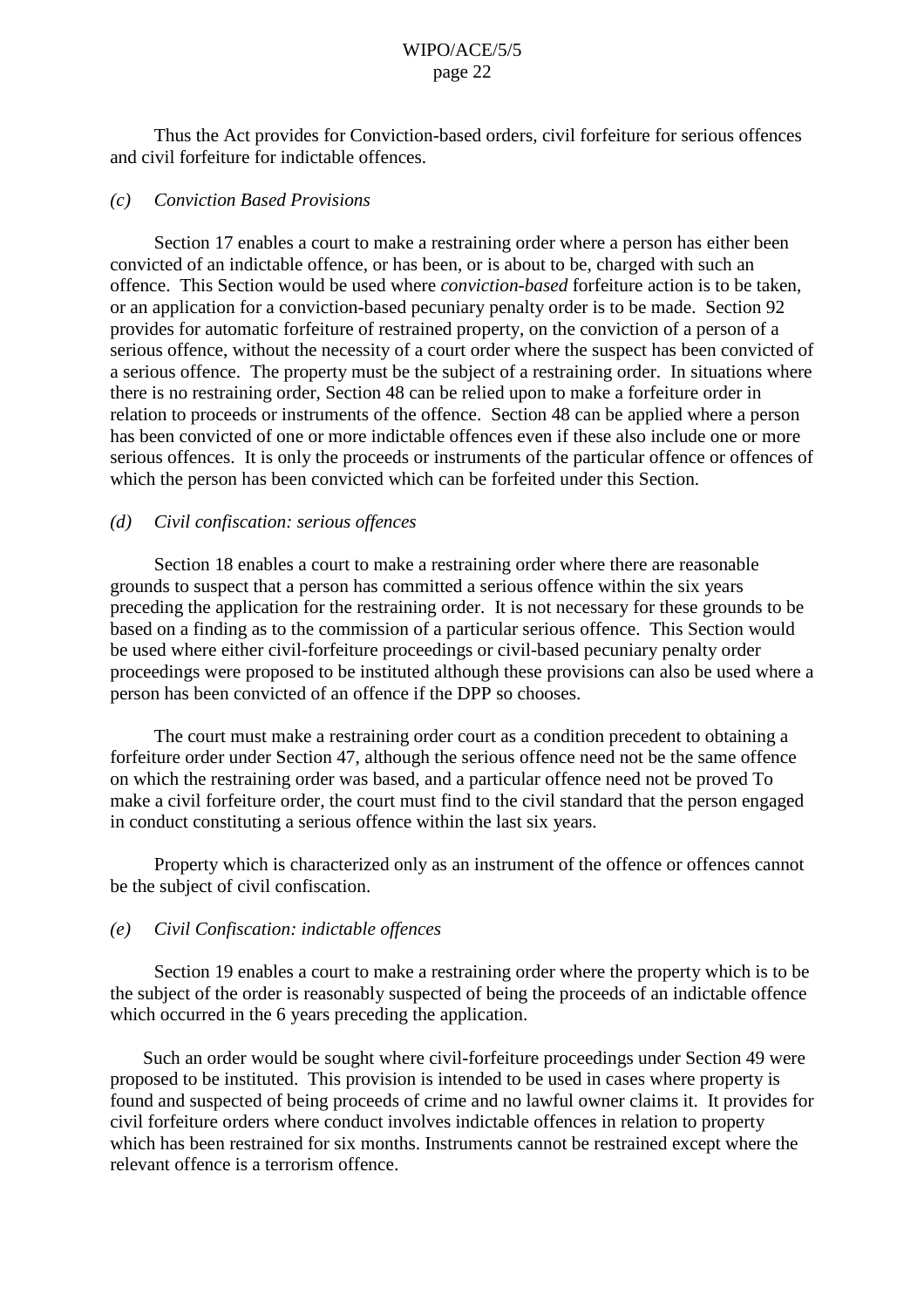Thus the Act provides for Conviction-based orders, civil forfeiture for serious offences and civil forfeiture for indictable offences.

*(c) Conviction Based Provisions*

Section 17 enables a court to make a restraining order where a person has either been convicted of an indictable offence, or has been, or is about to be, charged with such an offence. This Section would be used where *conviction-based* forfeiture action is to be taken, or an application for a conviction-based pecuniary penalty order is to be made. Section 92 provides for automatic forfeiture of restrained property, on the conviction of a person of a serious offence, without the necessity of a court order where the suspect has been convicted of a serious offence. The property must be the subject of a restraining order. In situations where there is no restraining order, Section 48 can be relied upon to make a forfeiture order in relation to proceeds or instruments of the offence. Section 48 can be applied where a person has been convicted of one or more indictable offences even if these also include one or more serious offences. It is only the proceeds or instruments of the particular offence or offences of which the person has been convicted which can be forfeited under this Section.

*(d) Civil confiscation: serious offences*

Section 18 enables a court to make a restraining order where there are reasonable grounds to suspect that a person has committed a serious offence within the six years preceding the application for the restraining order. It is not necessary for these grounds to be based on a finding as to the commission of a particular serious offence. This Section would be used where either civil-forfeiture proceedings or civil-based pecuniary penalty order proceedings were proposed to be instituted although these provisions can also be used where a person has been convicted of an offence if the DPP so chooses.

The court must make a restraining order court as a condition precedent to obtaining a forfeiture order under Section 47, although the serious offence need not be the same offence on which the restraining order was based, and a particular offence need not be proved To make a civil forfeiture order, the court must find to the civil standard that the person engaged in conduct constituting a serious offence within the last six years.

Property which is characterized only as an instrument of the offence or offences cannot be the subject of civil confiscation.

*(e) Civil Confiscation: indictable offences*

Section 19 enables a court to make a restraining order where the property which is to be the subject of the order is reasonably suspected of being the proceeds of an indictable offence which occurred in the 6 years preceding the application.

Such an order would be sought where civil-forfeiture proceedings under Section 49 were proposed to be instituted. This provision is intended to be used in cases where property is found and suspected of being proceeds of crime and no lawful owner claims it. It provides for civil forfeiture orders where conduct involves indictable offences in relation to property which has been restrained for six months. Instruments cannot be restrained except where the relevant offence is a terrorism offence.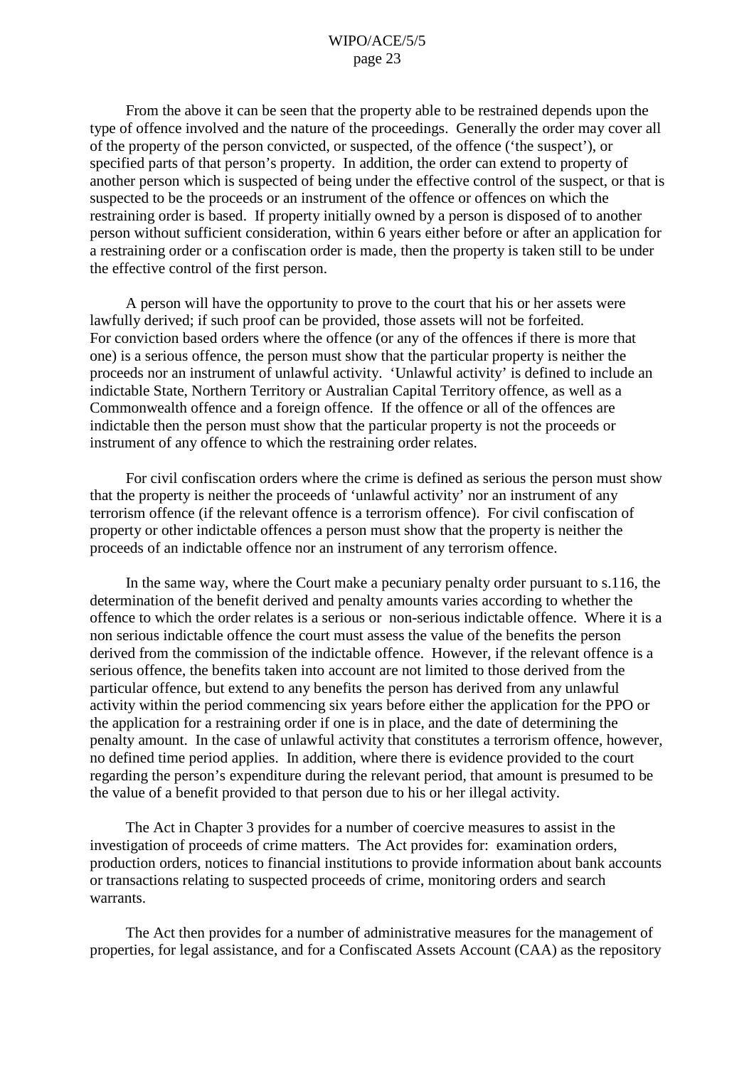From the above it can be seen that the property able to be restrained depends upon the type of offence involved and the nature of the proceedings. Generally the order may cover all of the property of the person convicted, or suspected, of the offence ('the suspect'), or specified parts of that person's property. In addition, the order can extend to property of another person which is suspected of being under the effective control of the suspect, or that is suspected to be the proceeds or an instrument of the offence or offences on which the restraining order is based. If property initially owned by a person is disposed of to another person without sufficient consideration, within 6 years either before or after an application for a restraining order or a confiscation order is made, then the property is taken still to be under the effective control of the first person.

A person will have the opportunity to prove to the court that his or her assets were lawfully derived; if such proof can be provided, those assets will not be forfeited. For conviction based orders where the offence (or any of the offences if there is more that one) is a serious offence, the person must show that the particular property is neither the proceeds nor an instrument of unlawful activity. 'Unlawful activity' is defined to include an indictable State, Northern Territory or Australian Capital Territory offence, as well as a Commonwealth offence and a foreign offence. If the offence or all of the offences are indictable then the person must show that the particular property is not the proceeds or instrument of any offence to which the restraining order relates.

For civil confiscation orders where the crime is defined as serious the person must show that the property is neither the proceeds of 'unlawful activity' nor an instrument of any terrorism offence (if the relevant offence is a terrorism offence). For civil confiscation of property or other indictable offences a person must show that the property is neither the proceeds of an indictable offence nor an instrument of any terrorism offence.

In the same way, where the Court make a pecuniary penalty order pursuant to s.116, the determination of the benefit derived and penalty amounts varies according to whether the offence to which the order relates is a serious or non-serious indictable offence. Where it is a non serious indictable offence the court must assess the value of the benefits the person derived from the commission of the indictable offence. However, if the relevant offence is a serious offence, the benefits taken into account are not limited to those derived from the particular offence, but extend to any benefits the person has derived from any unlawful activity within the period commencing six years before either the application for the PPO or the application for a restraining order if one is in place, and the date of determining the penalty amount. In the case of unlawful activity that constitutes a terrorism offence, however, no defined time period applies. In addition, where there is evidence provided to the court regarding the person's expenditure during the relevant period, that amount is presumed to be the value of a benefit provided to that person due to his or her illegal activity.

The Act in Chapter 3 provides for a number of coercive measures to assist in the investigation of proceeds of crime matters. The Act provides for: examination orders, production orders, notices to financial institutions to provide information about bank accounts or transactions relating to suspected proceeds of crime, monitoring orders and search warrants.

The Act then provides for a number of administrative measures for the management of properties, for legal assistance, and for a Confiscated Assets Account (CAA) as the repository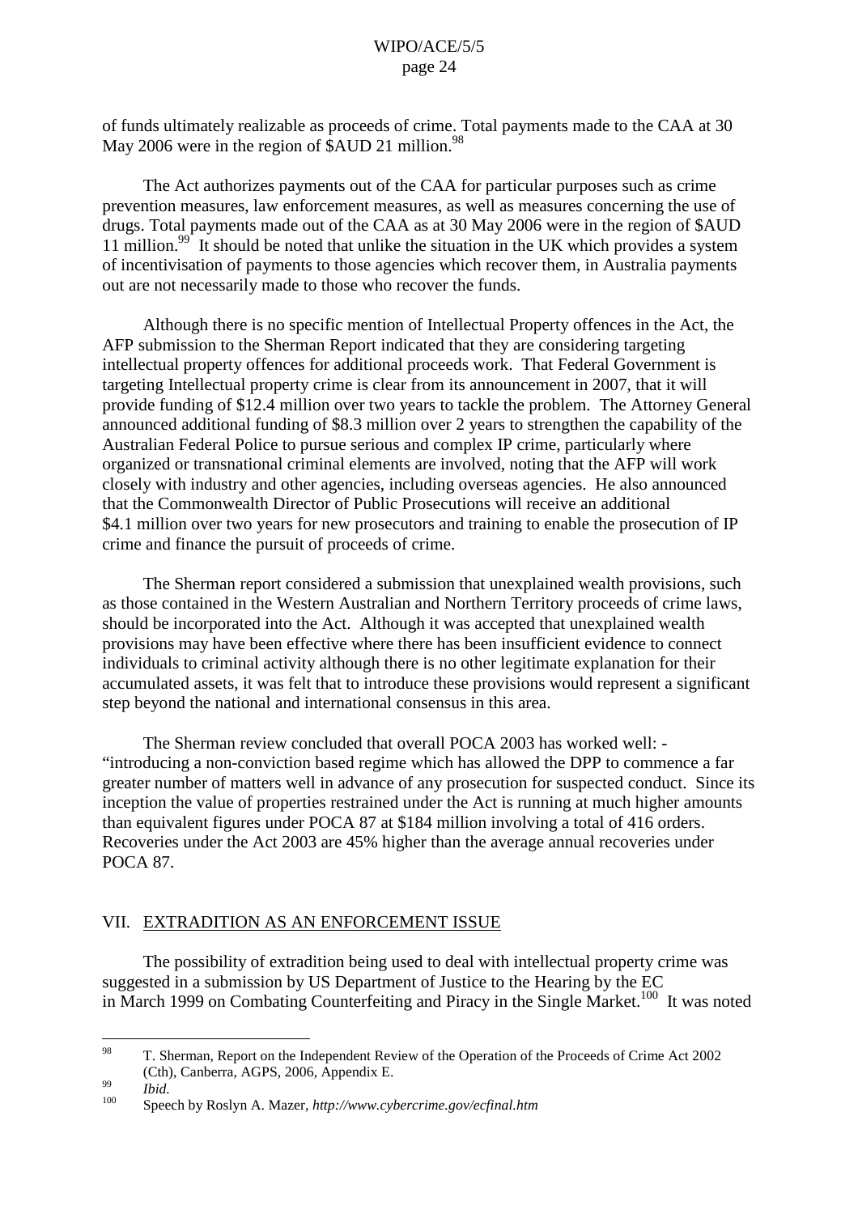of funds ultimately realizable as proceeds of crime. Total payments made to the CAA at 30 May 2006 were in the region of $AUD 21 million.[98]

The Act authorizes payments out of the CAA for particular purposes such as crime prevention measures, law enforcement measures, as well as measures concerning the use of drugs. Total payments made out of the CAA as at 30 May 2006 were in the region of $AUD 11 million.[99] It should be noted that unlike the situation in the UK which provides a system of incentivisation of payments to those agencies which recover them, in Australia payments out are not necessarily made to those who recover the funds.

Although there is no specific mention of Intellectual Property offences in the Act, the AFP submission to the Sherman Report indicated that they are considering targeting intellectual property offences for additional proceeds work. That Federal Government is targeting Intellectual property crime is clear from its announcement in 2007, that it will provide funding of $12.4 million over two years to tackle the problem. The Attorney General announced additional funding of $8.3 million over 2 years to strengthen the capability of the Australian Federal Police to pursue serious and complex IP crime, particularly where organized or transnational criminal elements are involved, noting that the AFP will work closely with industry and other agencies, including overseas agencies. He also announced that the Commonwealth Director of Public Prosecutions will receive an additional $4.1 million over two years for new prosecutors and training to enable the prosecution of IP crime and finance the pursuit of proceeds of crime.

The Sherman report considered a submission that unexplained wealth provisions, such as those contained in the Western Australian and Northern Territory proceeds of crime laws, should be incorporated into the Act. Although it was accepted that unexplained wealth provisions may have been effective where there has been insufficient evidence to connect individuals to criminal activity although there is no other legitimate explanation for their accumulated assets, it was felt that to introduce these provisions would represent a significant step beyond the national and international consensus in this area.

The Sherman review concluded that overall POCA 2003 has worked well: - "introducing a non-conviction based regime which has allowed the DPP to commence a far greater number of matters well in advance of any prosecution for suspected conduct. Since its inception the value of properties restrained under the Act is running at much higher amounts than equivalent figures under POCA 87 at $184 million involving a total of 416 orders. Recoveries under the Act 2003 are 45% higher than the average annual recoveries under POCA 87.

## VII. EXTRADITION AS AN ENFORCEMENT ISSUE

The possibility of extradition being used to deal with intellectual property crime was suggested in a submission by US Department of Justice to the Hearing by the EC in March 1999 on Combating Counterfeiting and Piracy in the Single Market.[100] It was noted

---

[98] T. Sherman, Report on the Independent Review of the Operation of the Proceeds of Crime Act 2002 (Cth), Canberra, AGPS, 2006, Appendix E.

[99] *Ibid.*

[100] Speech by Roslyn A. Mazer, *http://www.cybercrime.gov/ecfinal.htm*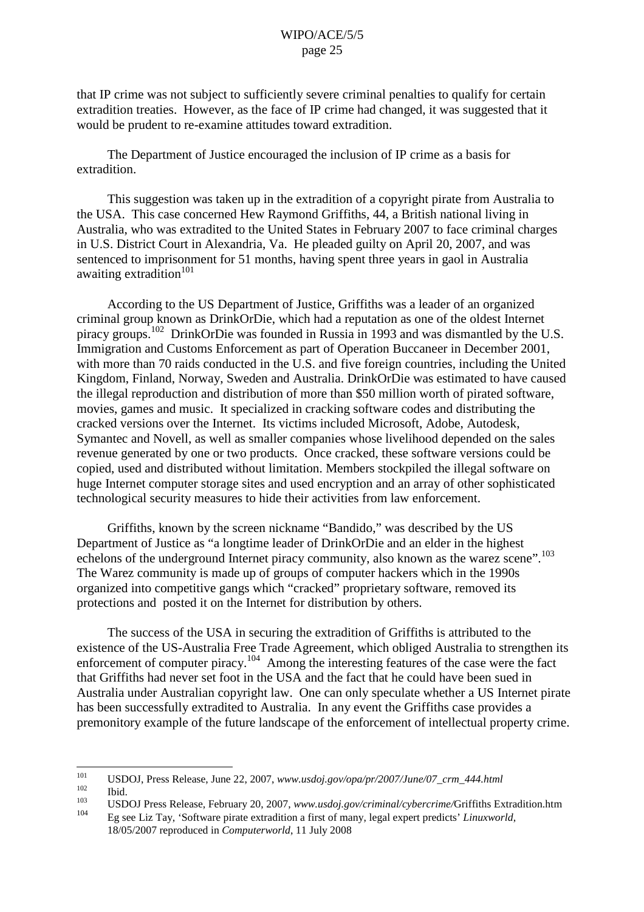that IP crime was not subject to sufficiently severe criminal penalties to qualify for certain extradition treaties. However, as the face of IP crime had changed, it was suggested that it would be prudent to re-examine attitudes toward extradition.

The Department of Justice encouraged the inclusion of IP crime as a basis for extradition.

This suggestion was taken up in the extradition of a copyright pirate from Australia to the USA. This case concerned Hew Raymond Griffiths, 44, a British national living in Australia, who was extradited to the United States in February 2007 to face criminal charges in U.S. District Court in Alexandria, Va. He pleaded guilty on April 20, 2007, and was sentenced to imprisonment for 51 months, having spent three years in gaol in Australia awaiting extradition[101]

According to the US Department of Justice, Griffiths was a leader of an organized criminal group known as DrinkOrDie, which had a reputation as one of the oldest Internet piracy groups.[102] DrinkOrDie was founded in Russia in 1993 and was dismantled by the U.S. Immigration and Customs Enforcement as part of Operation Buccaneer in December 2001, with more than 70 raids conducted in the U.S. and five foreign countries, including the United Kingdom, Finland, Norway, Sweden and Australia. DrinkOrDie was estimated to have caused the illegal reproduction and distribution of more than $50 million worth of pirated software, movies, games and music. It specialized in cracking software codes and distributing the cracked versions over the Internet. Its victims included Microsoft, Adobe, Autodesk, Symantec and Novell, as well as smaller companies whose livelihood depended on the sales revenue generated by one or two products. Once cracked, these software versions could be copied, used and distributed without limitation. Members stockpiled the illegal software on huge Internet computer storage sites and used encryption and an array of other sophisticated technological security measures to hide their activities from law enforcement.

Griffiths, known by the screen nickname "Bandido," was described by the US Department of Justice as "a longtime leader of DrinkOrDie and an elder in the highest echelons of the underground Internet piracy community, also known as the warez scene".[103] The Warez community is made up of groups of computer hackers which in the 1990s organized into competitive gangs which "cracked" proprietary software, removed its protections and posted it on the Internet for distribution by others.

The success of the USA in securing the extradition of Griffiths is attributed to the existence of the US-Australia Free Trade Agreement, which obliged Australia to strengthen its enforcement of computer piracy.[104] Among the interesting features of the case were the fact that Griffiths had never set foot in the USA and the fact that he could have been sued in Australia under Australian copyright law. One can only speculate whether a US Internet pirate has been successfully extradited to Australia. In any event the Griffiths case provides a premonitory example of the future landscape of the enforcement of intellectual property crime.

---

[101] USDOJ, Press Release, June 22, 2007, *www.usdoj.gov/opa/pr/2007/June/07_crm_444.html*

[102] Ibid.

[103] USDOJ Press Release, February 20, 2007, *www.usdoj.gov/criminal/cybercrime/*Griffiths Extradition.htm

[104] Eg see Liz Tay, 'Software pirate extradition a first of many, legal expert predicts' *Linuxworld*, 18/05/2007 reproduced in *Computerworld*, 11 July 2008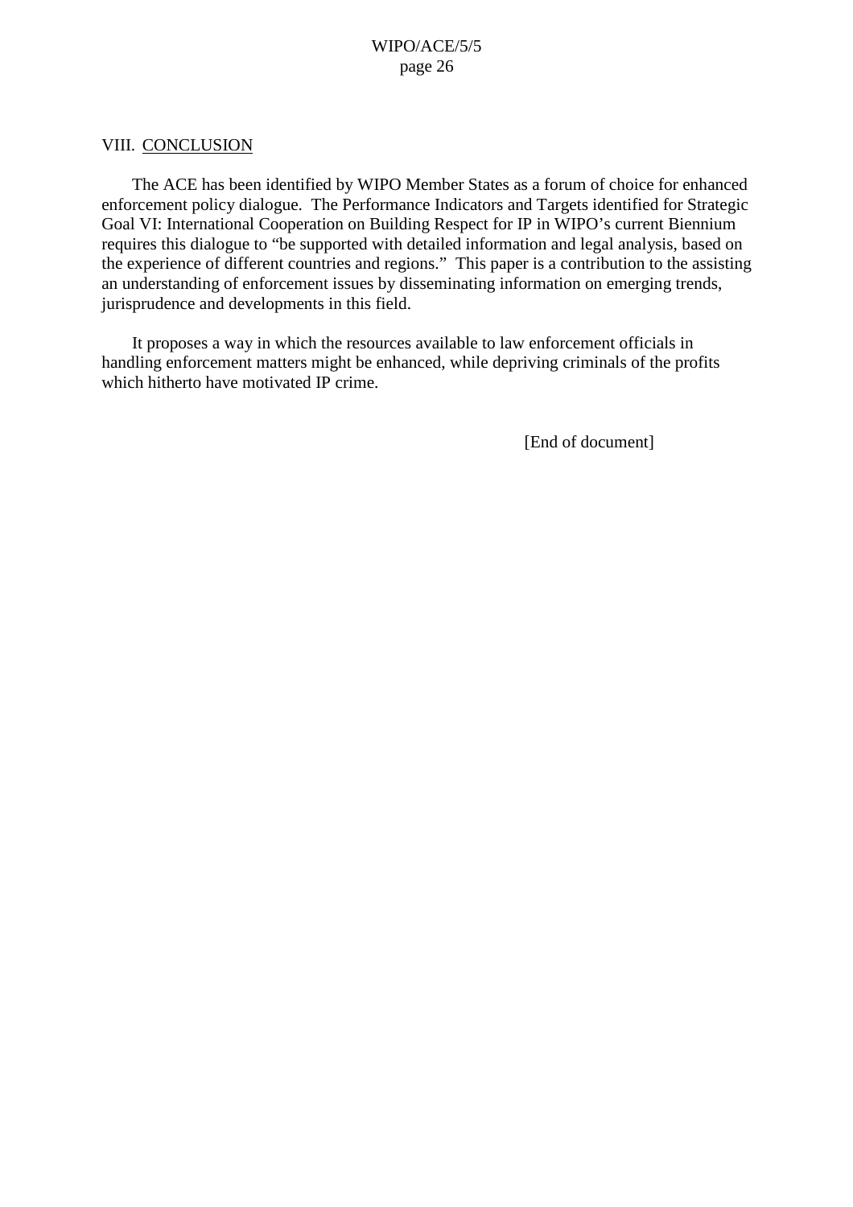## VIII. CONCLUSION

The ACE has been identified by WIPO Member States as a forum of choice for enhanced enforcement policy dialogue. The Performance Indicators and Targets identified for Strategic Goal VI: International Cooperation on Building Respect for IP in WIPO's current Biennium requires this dialogue to "be supported with detailed information and legal analysis, based on the experience of different countries and regions." This paper is a contribution to the assisting an understanding of enforcement issues by disseminating information on emerging trends, jurisprudence and developments in this field.

It proposes a way in which the resources available to law enforcement officials in handling enforcement matters might be enhanced, while depriving criminals of the profits which hitherto have motivated IP crime.

[End of document]